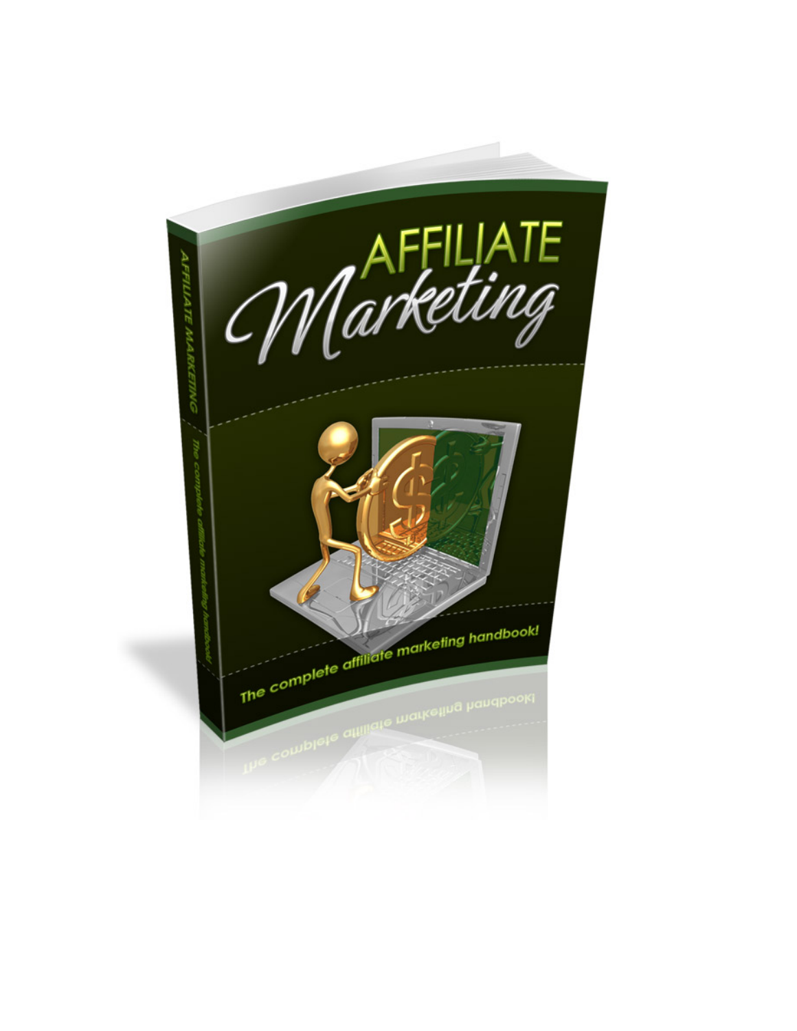# AFFILIATE Marketing

The complete affiliate marketing handbook!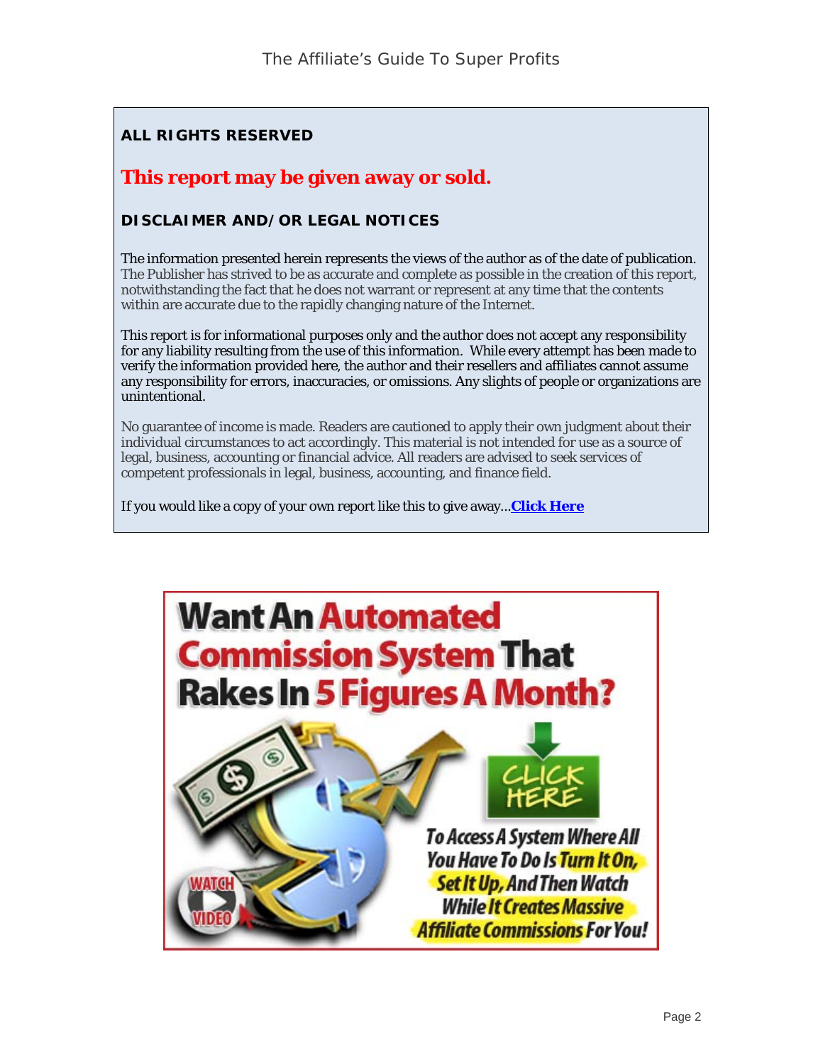**ALL RIGHTS RESERVED**

**This report may be given away or sold.**

**DISCLAIMER AND/OR LEGAL NOTICES**

The information presented herein represents the views of the author as of the date of publication. The Publisher has strived to be as accurate and complete as possible in the creation of this report, notwithstanding the fact that he does not warrant or represent at any time that the contents within are accurate due to the rapidly changing nature of the Internet.

This report is for informational purposes only and the author does not accept any responsibility for any liability resulting from the use of this information. While every attempt has been made to verify the information provided here, the author and their resellers and affiliates cannot assume any responsibility for errors, inaccuracies, or omissions. Any slights of people or organizations are unintentional.

No guarantee of income is made. Readers are cautioned to apply their own judgment about their individual circumstances to act accordingly. This material is not intended for use as a source of legal, business, accounting or financial advice. All readers are advised to seek services of competent professionals in legal, business, accounting, and finance field.

If you would like a copy of your own report like this to give away...**Click Here**

**Want An Automated Commission System That Rakes In 5 Figures A Month?**

CLICK HERE

WATCH VIDEO

*To Access A System Where All You Have To Do Is Turn It On, Set It Up, And Then Watch While It Creates Massive Affiliate Commissions For You!*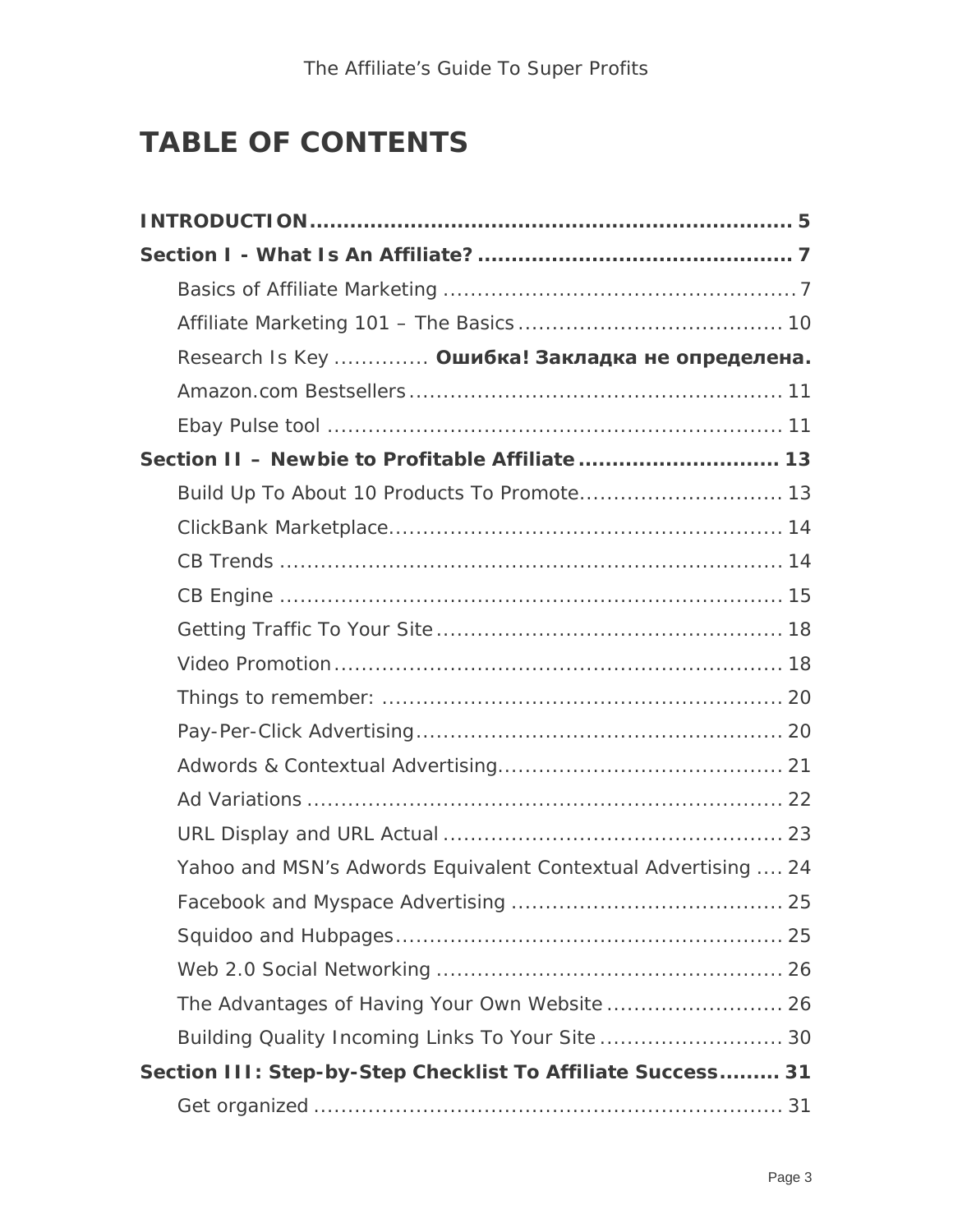## TABLE OF CONTENTS

**INTRODUCTION ........................................................................ 5**

**Section I - What Is An Affiliate? ............................................ 7**

- Basics of Affiliate Marketing ................................................... 7
- Affiliate Marketing 101 – The Basics ....................................... 10
- Research Is Key ............. **Ошибка! Закладка не определена.**
- Amazon.com Bestsellers ....................................................... 11
- Ebay Pulse tool ................................................................... 11

**Section II – Newbie to Profitable Affiliate ............................. 13**

- Build Up To About 10 Products To Promote............................. 13
- ClickBank Marketplace.......................................................... 14
- CB Trends .......................................................................... 14
- CB Engine .......................................................................... 15
- Getting Traffic To Your Site ................................................... 18
- Video Promotion .................................................................. 18
- Things to remember: ........................................................... 20
- Pay-Per-Click Advertising ...................................................... 20
- Adwords & Contextual Advertising.......................................... 21
- Ad Variations ...................................................................... 22
- URL Display and URL Actual .................................................. 23
- Yahoo and MSN's Adwords Equivalent Contextual Advertising .... 24
- Facebook and Myspace Advertising ........................................ 25
- Squidoo and Hubpages......................................................... 25
- Web 2.0 Social Networking ................................................... 26
- The Advantages of Having Your Own Website .......................... 26
- Building Quality Incoming Links To Your Site ........................... 30

**Section III: Step-by-Step Checklist To Affiliate Success......... 31**

- Get organized ..................................................................... 31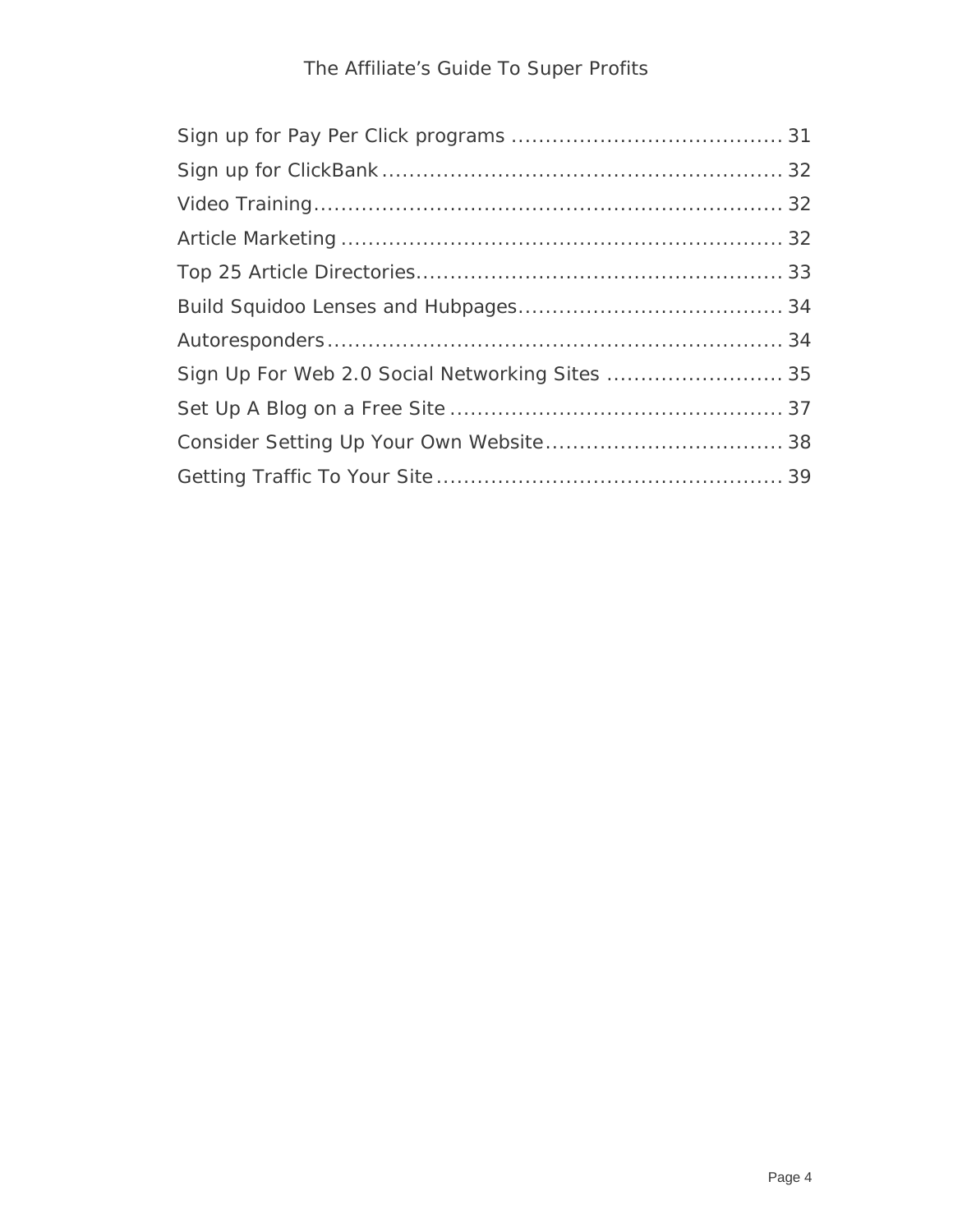Sign up for Pay Per Click programs ........................................ 31

Sign up for ClickBank ........................................................... 32

Video Training ..................................................................... 32

Article Marketing ................................................................. 32

Top 25 Article Directories ...................................................... 33

Build Squidoo Lenses and Hubpages ....................................... 34

Autoresponders ................................................................... 34

Sign Up For Web 2.0 Social Networking Sites .......................... 35

Set Up A Blog on a Free Site ................................................. 37

Consider Setting Up Your Own Website ................................... 38

Getting Traffic To Your Site ................................................... 39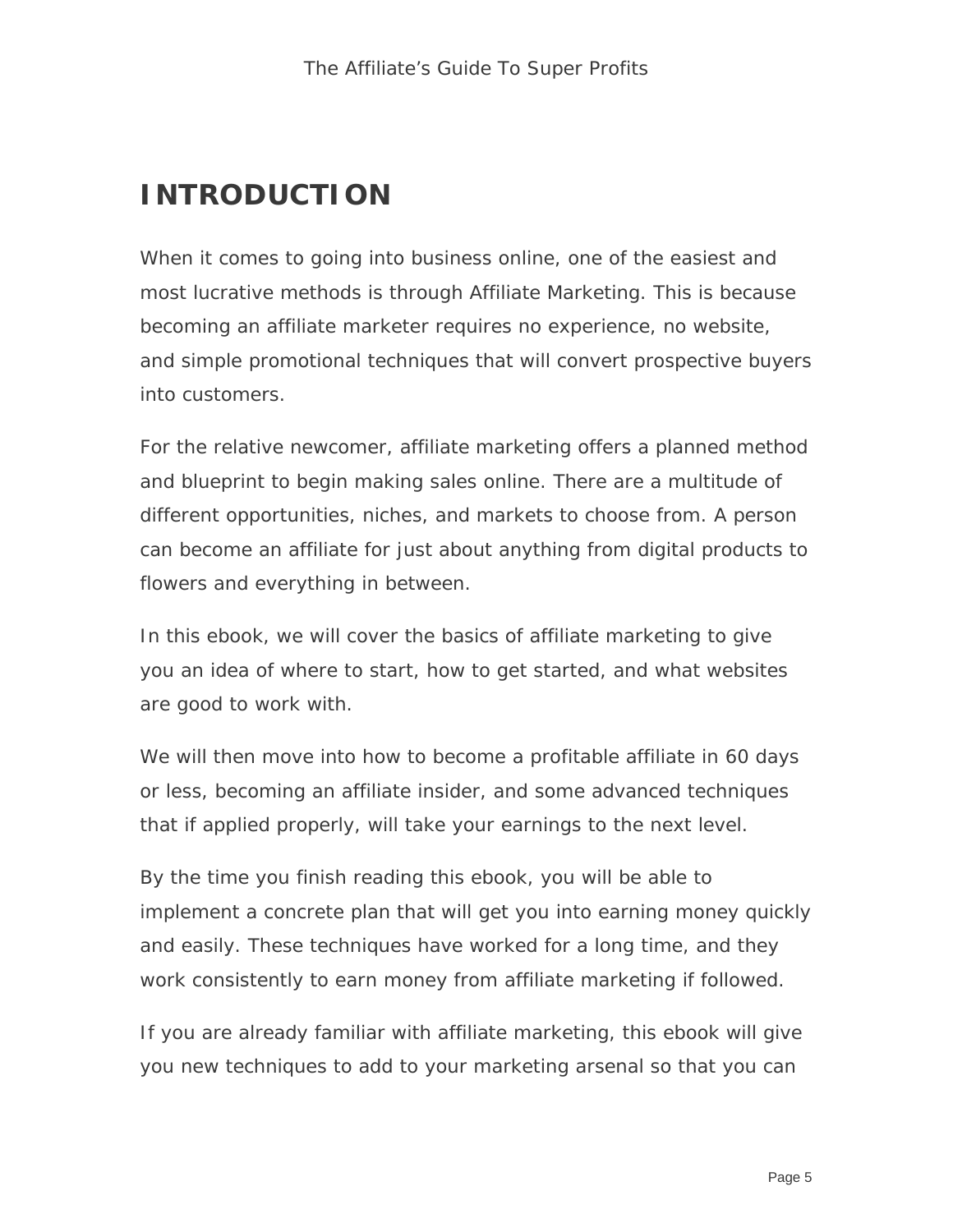# INTRODUCTION

When it comes to going into business online, one of the easiest and most lucrative methods is through Affiliate Marketing. This is because becoming an affiliate marketer requires no experience, no website, and simple promotional techniques that will convert prospective buyers into customers.

For the relative newcomer, affiliate marketing offers a planned method and blueprint to begin making sales online. There are a multitude of different opportunities, niches, and markets to choose from. A person can become an affiliate for just about anything from digital products to flowers and everything in between.

In this ebook, we will cover the basics of affiliate marketing to give you an idea of where to start, how to get started, and what websites are good to work with.

We will then move into how to become a profitable affiliate in 60 days or less, becoming an affiliate insider, and some advanced techniques that if applied properly, will take your earnings to the next level.

By the time you finish reading this ebook, you will be able to implement a concrete plan that will get you into earning money quickly and easily. These techniques have worked for a long time, and they work consistently to earn money from affiliate marketing if followed.

If you are already familiar with affiliate marketing, this ebook will give you new techniques to add to your marketing arsenal so that you can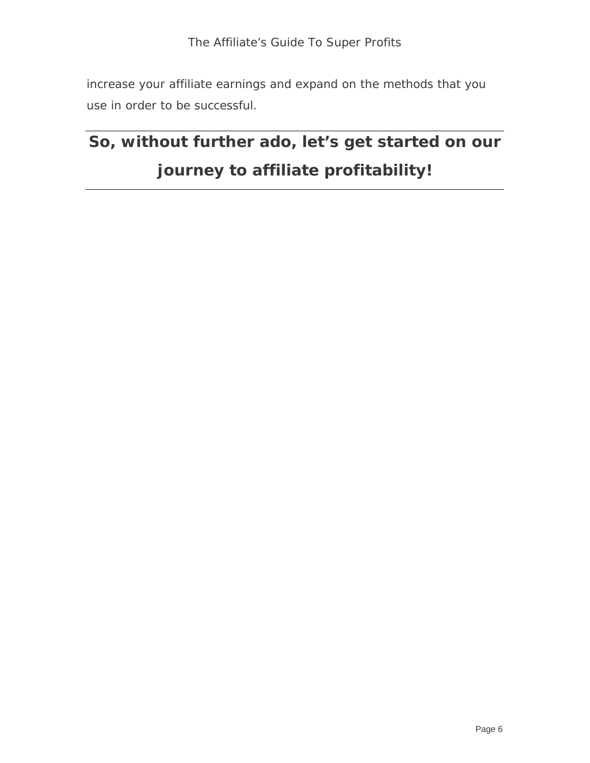increase your affiliate earnings and expand on the methods that you use in order to be successful.

---

**So, without further ado, let's get started on our journey to affiliate profitability!**

---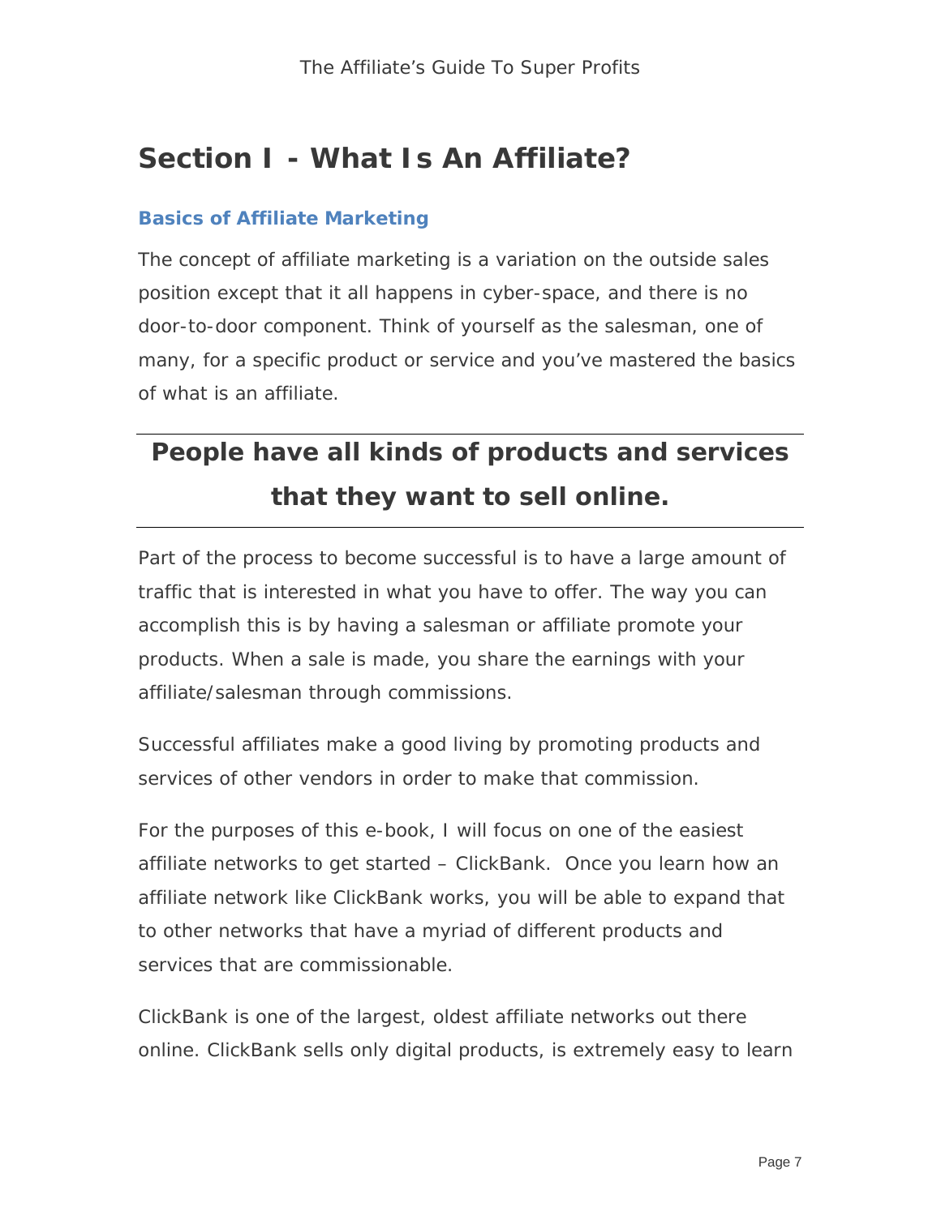# Section I - What Is An Affiliate?

### Basics of Affiliate Marketing

The concept of affiliate marketing is a variation on the outside sales position except that it all happens in cyber-space, and there is no door-to-door component. Think of yourself as the salesman, one of many, for a specific product or service and you've mastered the basics of what is an affiliate.

---

**People have all kinds of products and services that they want to sell online.**

---

Part of the process to become successful is to have a large amount of traffic that is interested in what you have to offer. The way you can accomplish this is by having a salesman or affiliate promote your products. When a sale is made, you share the earnings with your affiliate/salesman through commissions.

Successful affiliates make a good living by promoting products and services of other vendors in order to make that commission.

For the purposes of this e-book, I will focus on one of the easiest affiliate networks to get started – ClickBank. Once you learn how an affiliate network like ClickBank works, you will be able to expand that to other networks that have a myriad of different products and services that are commissionable.

ClickBank is one of the largest, oldest affiliate networks out there online. ClickBank sells only digital products, is extremely easy to learn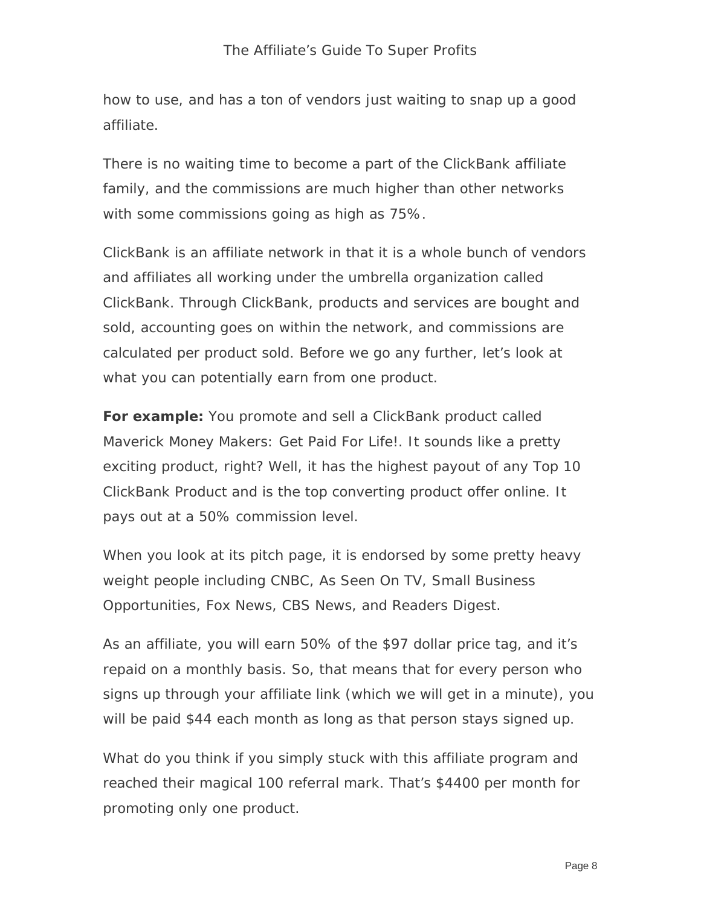how to use, and has a ton of vendors just waiting to snap up a good affiliate.

There is no waiting time to become a part of the ClickBank affiliate family, and the commissions are much higher than other networks with some commissions going as high as 75%.

ClickBank is an affiliate network in that it is a whole bunch of vendors and affiliates all working under the umbrella organization called ClickBank. Through ClickBank, products and services are bought and sold, accounting goes on within the network, and commissions are calculated per product sold. Before we go any further, let's look at what you can potentially earn from one product.

**For example:** You promote and sell a ClickBank product called Maverick Money Makers: Get Paid For Life!. It sounds like a pretty exciting product, right? Well, it has the highest payout of any Top 10 ClickBank Product and is the top converting product offer online. It pays out at a 50% commission level.

When you look at its pitch page, it is endorsed by some pretty heavy weight people including CNBC, As Seen On TV, Small Business Opportunities, Fox News, CBS News, and Readers Digest.

As an affiliate, you will earn 50% of the $97 dollar price tag, and it's repaid on a monthly basis. So, that means that for every person who signs up through your affiliate link (which we will get in a minute), you will be paid $44 each month as long as that person stays signed up.

What do you think if you simply stuck with this affiliate program and reached their magical 100 referral mark. That's $4400 per month for promoting only one product.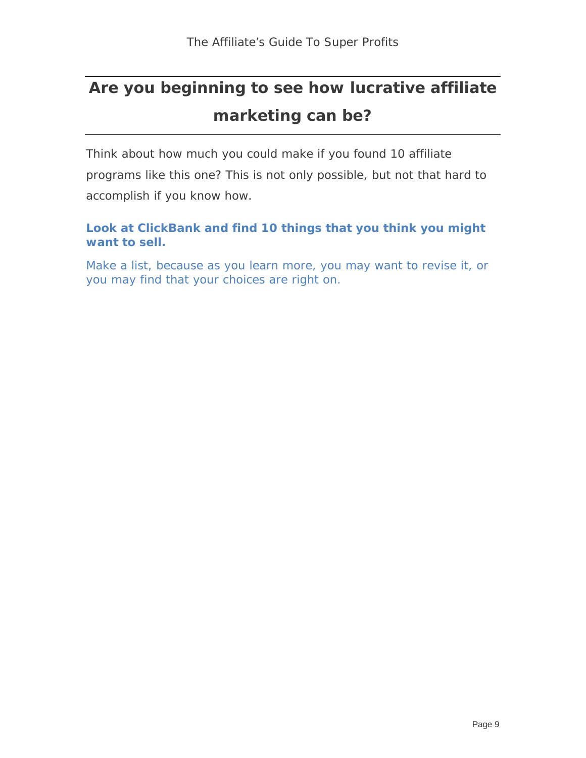## Are you beginning to see how lucrative affiliate marketing can be?

Think about how much you could make if you found 10 affiliate programs like this one? This is not only possible, but not that hard to accomplish if you know how.

**Look at ClickBank and find 10 things that you think you might want to sell.**

Make a list, because as you learn more, you may want to revise it, or you may find that your choices are right on.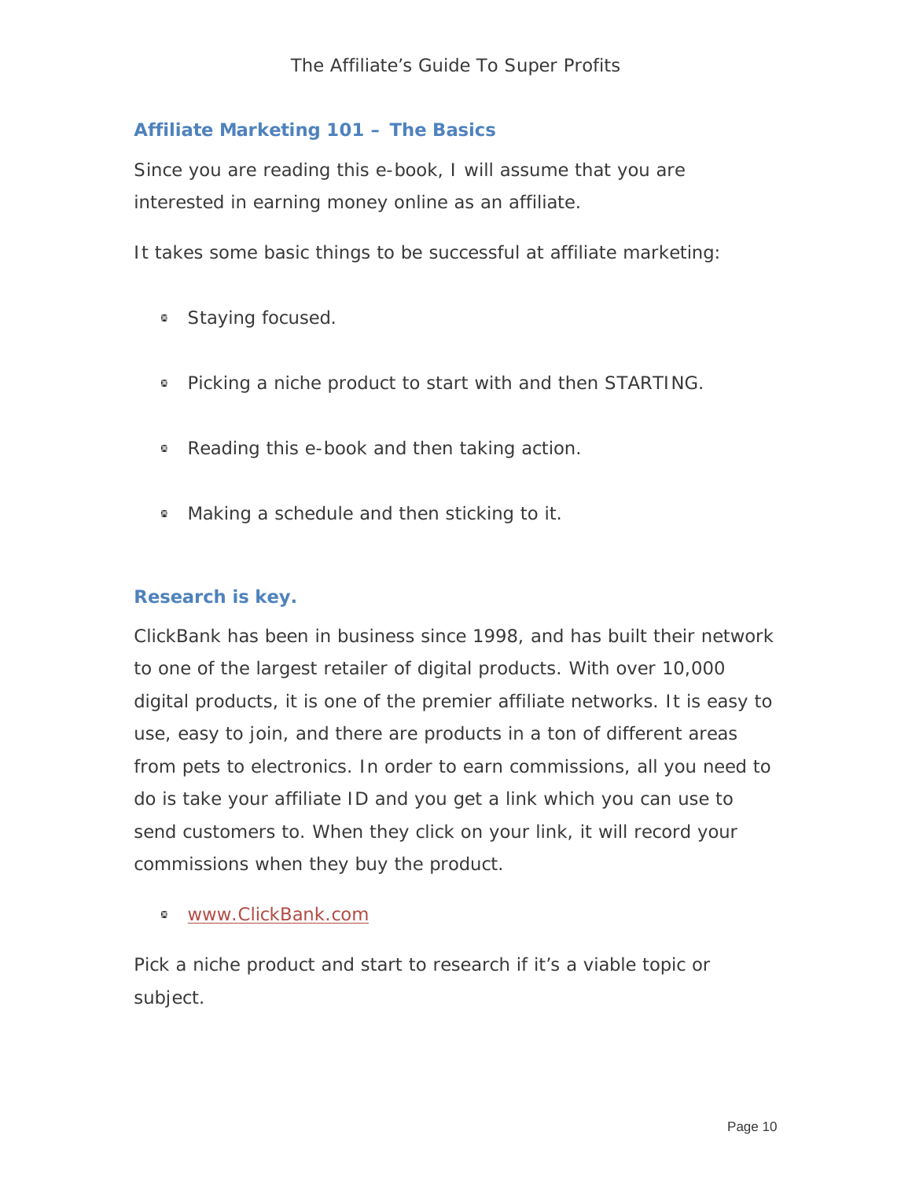## Affiliate Marketing 101 – The Basics

Since you are reading this e-book, I will assume that you are interested in earning money online as an affiliate.

It takes some basic things to be successful at affiliate marketing:

- Staying focused.
- Picking a niche product to start with and then STARTING.
- Reading this e-book and then taking action.
- Making a schedule and then sticking to it.

## Research is key.

ClickBank has been in business since 1998, and has built their network to one of the largest retailer of digital products. With over 10,000 digital products, it is one of the premier affiliate networks. It is easy to use, easy to join, and there are products in a ton of different areas from pets to electronics. In order to earn commissions, all you need to do is take your affiliate ID and you get a link which you can use to send customers to. When they click on your link, it will record your commissions when they buy the product.

- [www.ClickBank.com](http://www.ClickBank.com)

Pick a niche product and start to research if it's a viable topic or subject.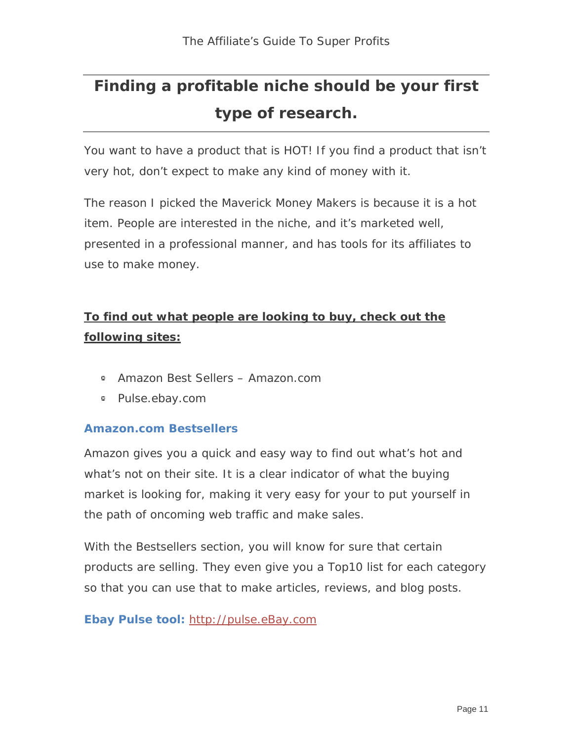## Finding a profitable niche should be your first type of research.

You want to have a product that is HOT! If you find a product that isn't very hot, don't expect to make any kind of money with it.

The reason I picked the Maverick Money Makers is because it is a hot item. People are interested in the niche, and it's marketed well, presented in a professional manner, and has tools for its affiliates to use to make money.

**To find out what people are looking to buy, check out the following sites:**

- Amazon Best Sellers – Amazon.com
- Pulse.ebay.com

### Amazon.com Bestsellers

Amazon gives you a quick and easy way to find out what's hot and what's not on their site. It is a clear indicator of what the buying market is looking for, making it very easy for your to put yourself in the path of oncoming web traffic and make sales.

With the Bestsellers section, you will know for sure that certain products are selling. They even give you a Top10 list for each category so that you can use that to make articles, reviews, and blog posts.

**Ebay Pulse tool:** http://pulse.eBay.com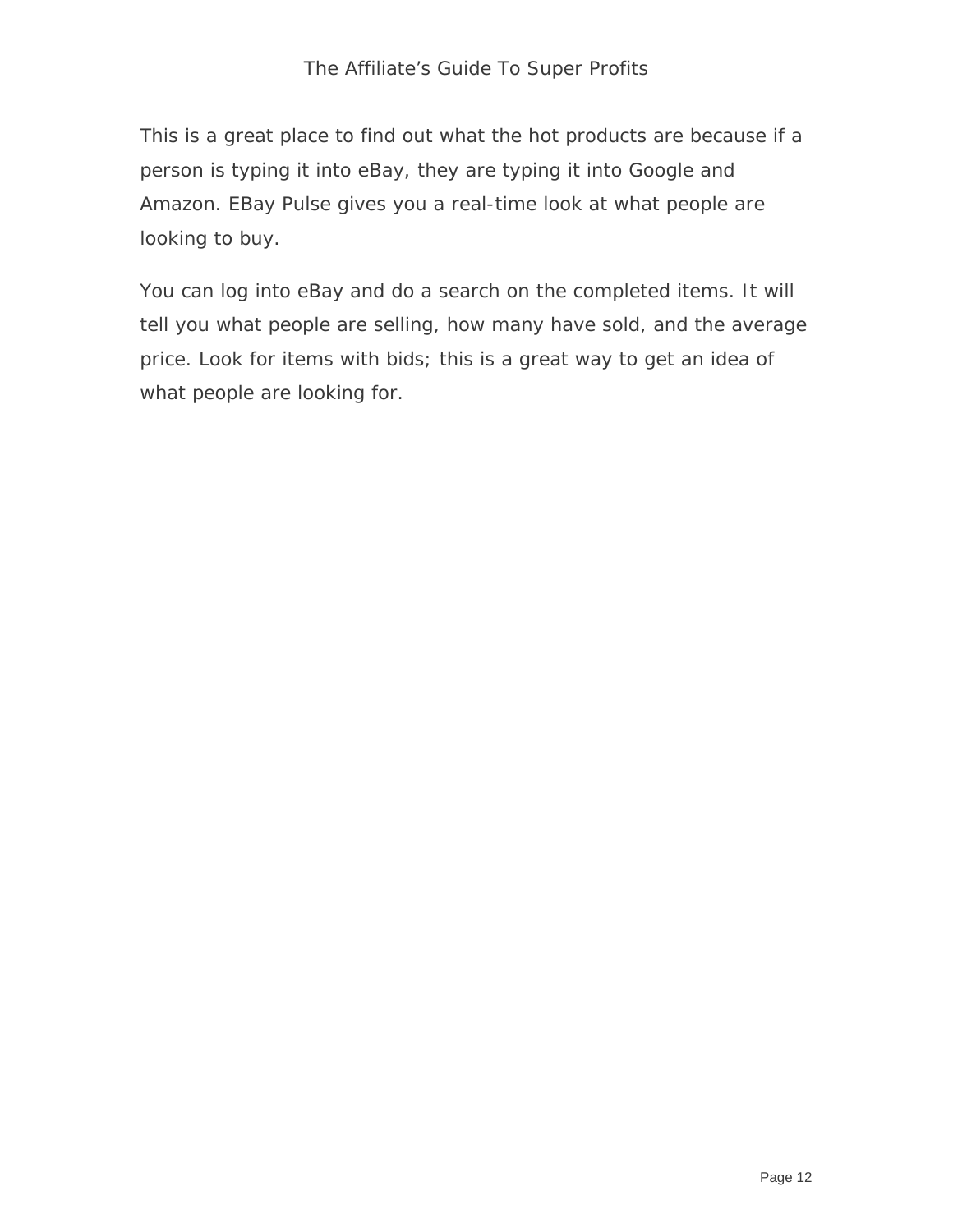This is a great place to find out what the hot products are because if a person is typing it into eBay, they are typing it into Google and Amazon. EBay Pulse gives you a real-time look at what people are looking to buy.

You can log into eBay and do a search on the completed items. It will tell you what people are selling, how many have sold, and the average price. Look for items with bids; this is a great way to get an idea of what people are looking for.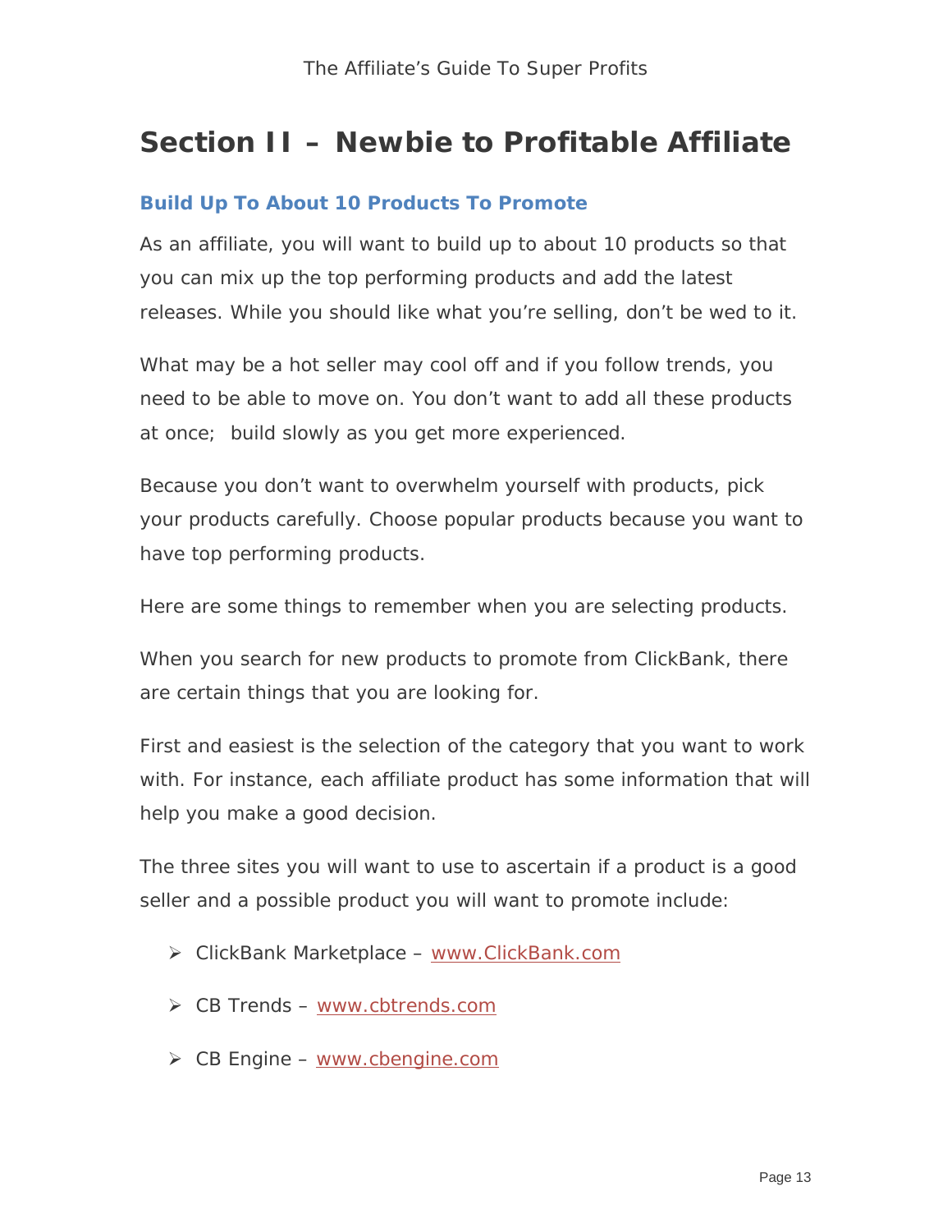# Section II – Newbie to Profitable Affiliate

### Build Up To About 10 Products To Promote

As an affiliate, you will want to build up to about 10 products so that you can mix up the top performing products and add the latest releases. While you should like what you're selling, don't be wed to it.

What may be a hot seller may cool off and if you follow trends, you need to be able to move on. You don't want to add all these products at once; build slowly as you get more experienced.

Because you don't want to overwhelm yourself with products, pick your products carefully. Choose popular products because you want to have top performing products.

Here are some things to remember when you are selecting products.

When you search for new products to promote from ClickBank, there are certain things that you are looking for.

First and easiest is the selection of the category that you want to work with. For instance, each affiliate product has some information that will help you make a good decision.

The three sites you will want to use to ascertain if a product is a good seller and a possible product you will want to promote include:

- ClickBank Marketplace – www.ClickBank.com
- CB Trends – www.cbtrends.com
- CB Engine – www.cbengine.com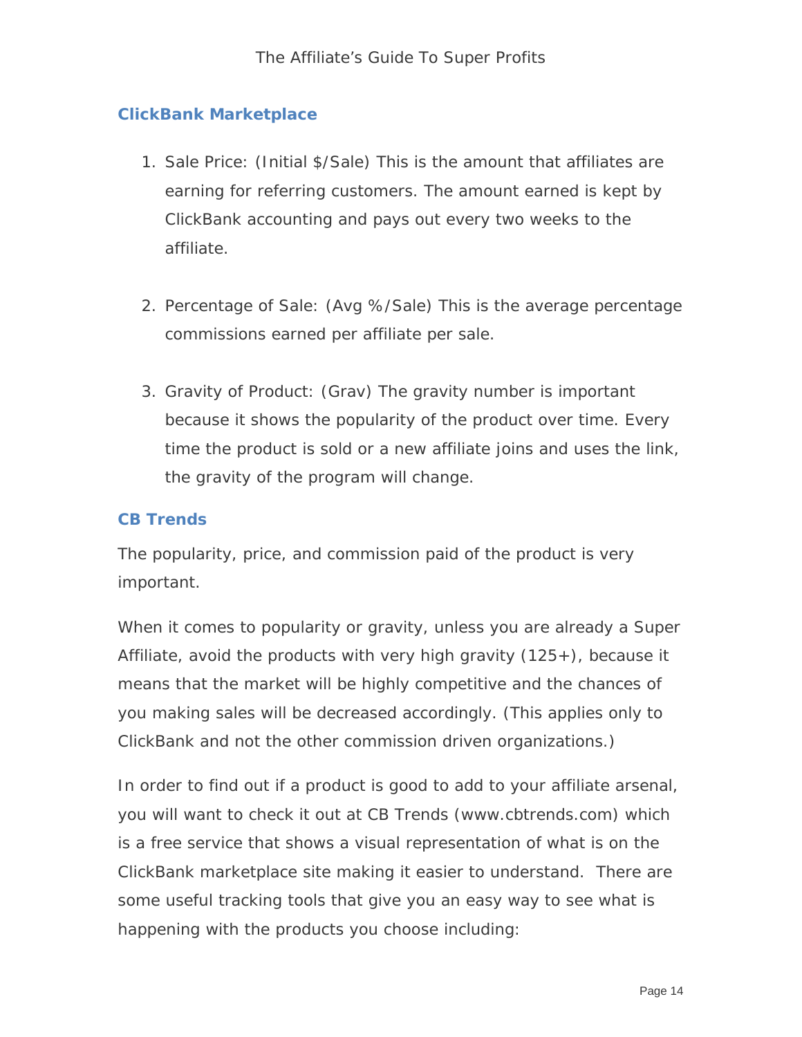## ClickBank Marketplace

1. Sale Price: (Initial $/Sale) This is the amount that affiliates are earning for referring customers. The amount earned is kept by ClickBank accounting and pays out every two weeks to the affiliate.

2. Percentage of Sale: (Avg %/Sale) This is the average percentage commissions earned per affiliate per sale.

3. Gravity of Product: (Grav) The gravity number is important because it shows the popularity of the product over time. Every time the product is sold or a new affiliate joins and uses the link, the gravity of the program will change.

## CB Trends

The popularity, price, and commission paid of the product is very important.

When it comes to popularity or gravity, unless you are already a Super Affiliate, avoid the products with very high gravity (125+), because it means that the market will be highly competitive and the chances of you making sales will be decreased accordingly. (This applies only to ClickBank and not the other commission driven organizations.)

In order to find out if a product is good to add to your affiliate arsenal, you will want to check it out at CB Trends (www.cbtrends.com) which is a free service that shows a visual representation of what is on the ClickBank marketplace site making it easier to understand. There are some useful tracking tools that give you an easy way to see what is happening with the products you choose including: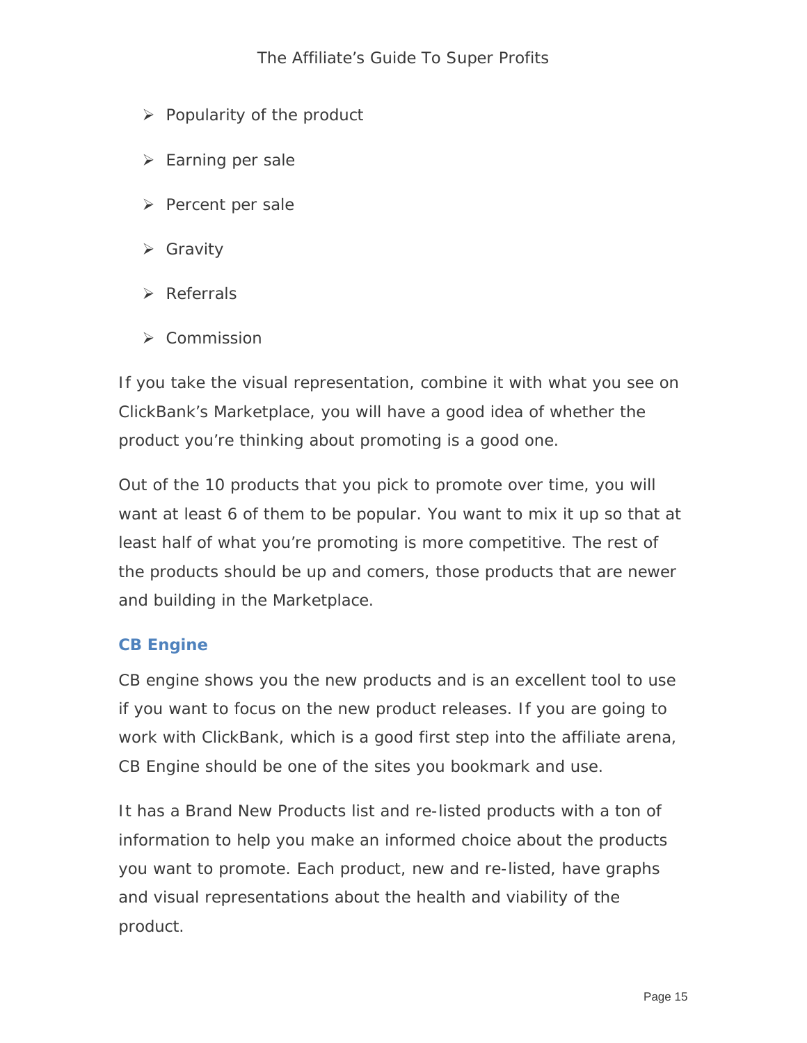- Popularity of the product
- Earning per sale
- Percent per sale
- Gravity
- Referrals
- Commission

If you take the visual representation, combine it with what you see on ClickBank's Marketplace, you will have a good idea of whether the product you're thinking about promoting is a good one.

Out of the 10 products that you pick to promote over time, you will want at least 6 of them to be popular. You want to mix it up so that at least half of what you're promoting is more competitive. The rest of the products should be up and comers, those products that are newer and building in the Marketplace.

### CB Engine

CB engine shows you the new products and is an excellent tool to use if you want to focus on the new product releases. If you are going to work with ClickBank, which is a good first step into the affiliate arena, CB Engine should be one of the sites you bookmark and use.

It has a Brand New Products list and re-listed products with a ton of information to help you make an informed choice about the products you want to promote. Each product, new and re-listed, have graphs and visual representations about the health and viability of the product.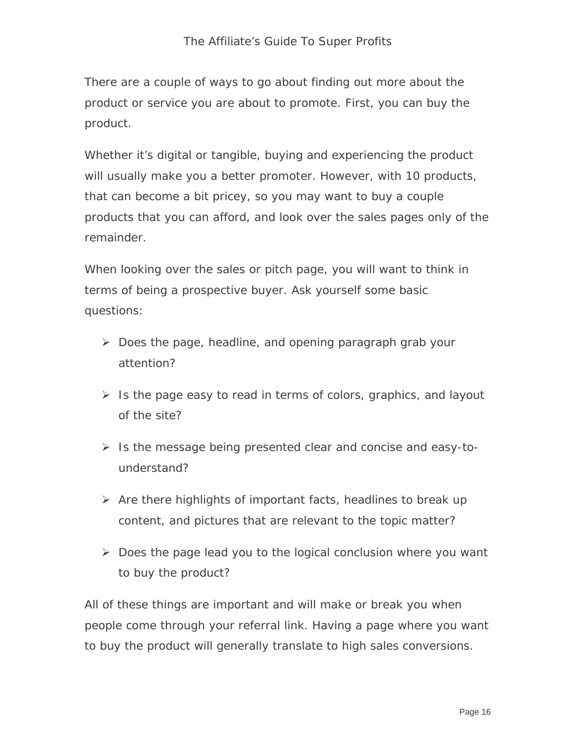There are a couple of ways to go about finding out more about the product or service you are about to promote. First, you can buy the product.

Whether it's digital or tangible, buying and experiencing the product will usually make you a better promoter. However, with 10 products, that can become a bit pricey, so you may want to buy a couple products that you can afford, and look over the sales pages only of the remainder.

When looking over the sales or pitch page, you will want to think in terms of being a prospective buyer. Ask yourself some basic questions:

- Does the page, headline, and opening paragraph grab your attention?
- Is the page easy to read in terms of colors, graphics, and layout of the site?
- Is the message being presented clear and concise and easy-to-understand?
- Are there highlights of important facts, headlines to break up content, and pictures that are relevant to the topic matter?
- Does the page lead you to the logical conclusion where you want to buy the product?

All of these things are important and will make or break you when people come through your referral link. Having a page where you want to buy the product will generally translate to high sales conversions.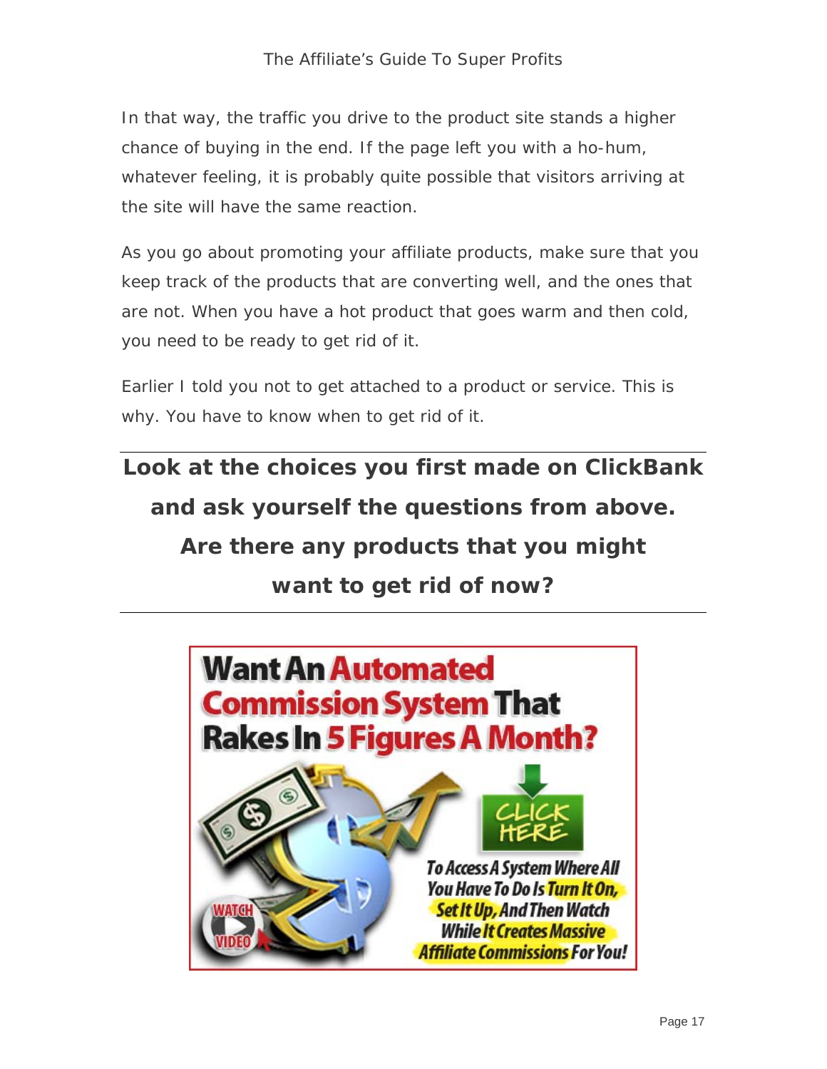In that way, the traffic you drive to the product site stands a higher chance of buying in the end. If the page left you with a ho-hum, whatever feeling, it is probably quite possible that visitors arriving at the site will have the same reaction.

As you go about promoting your affiliate products, make sure that you keep track of the products that are converting well, and the ones that are not. When you have a hot product that goes warm and then cold, you need to be ready to get rid of it.

Earlier I told you not to get attached to a product or service. This is why. You have to know when to get rid of it.

---

**Look at the choices you first made on ClickBank and ask yourself the questions from above. Are there any products that you might want to get rid of now?**

---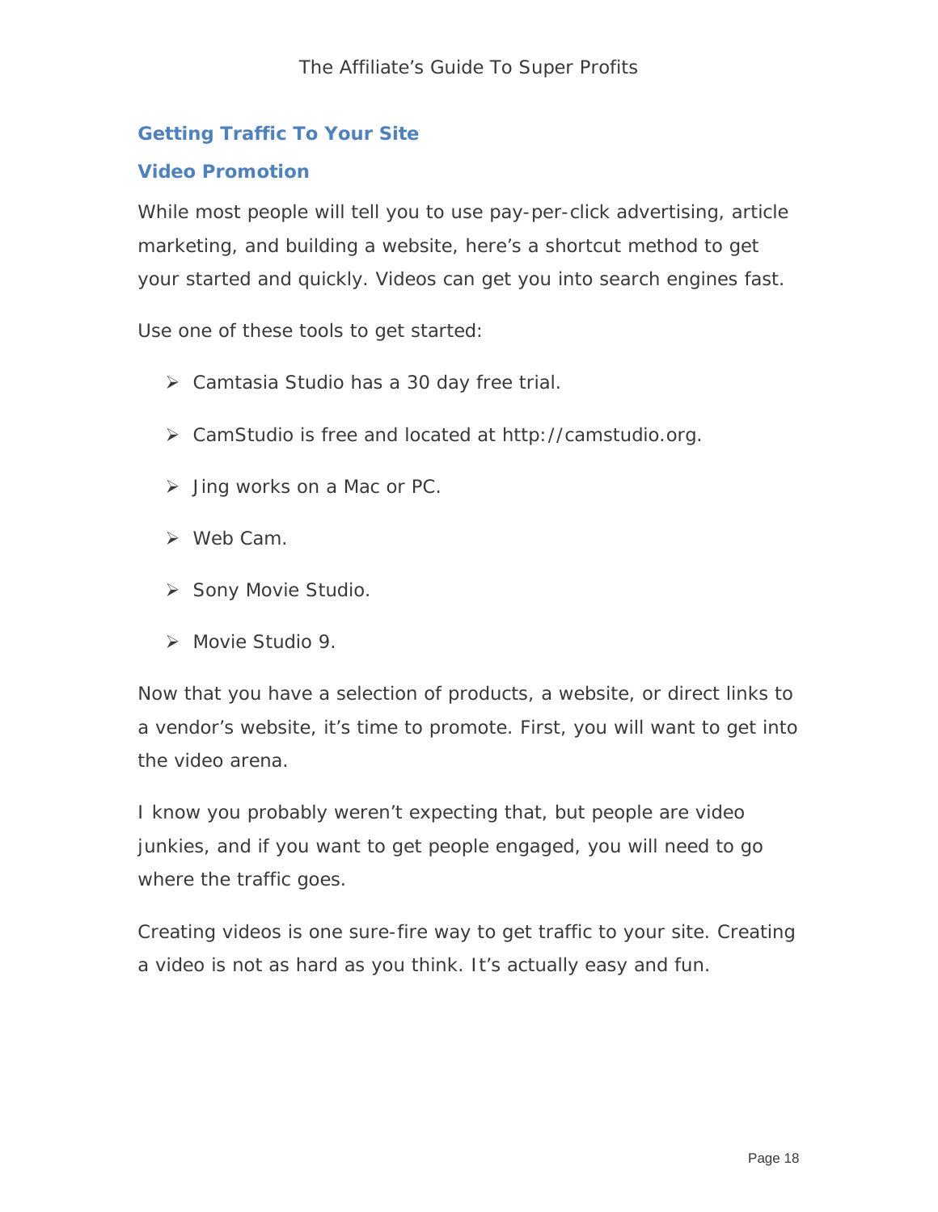## Getting Traffic To Your Site

### Video Promotion

While most people will tell you to use pay-per-click advertising, article marketing, and building a website, here's a shortcut method to get your started and quickly. Videos can get you into search engines fast.

Use one of these tools to get started:

- Camtasia Studio has a 30 day free trial.
- CamStudio is free and located at http://camstudio.org.
- Jing works on a Mac or PC.
- Web Cam.
- Sony Movie Studio.
- Movie Studio 9.

Now that you have a selection of products, a website, or direct links to a vendor's website, it's time to promote. First, you will want to get into the video arena.

I know you probably weren't expecting that, but people are video junkies, and if you want to get people engaged, you will need to go where the traffic goes.

Creating videos is one sure-fire way to get traffic to your site. Creating a video is not as hard as you think. It's actually easy and fun.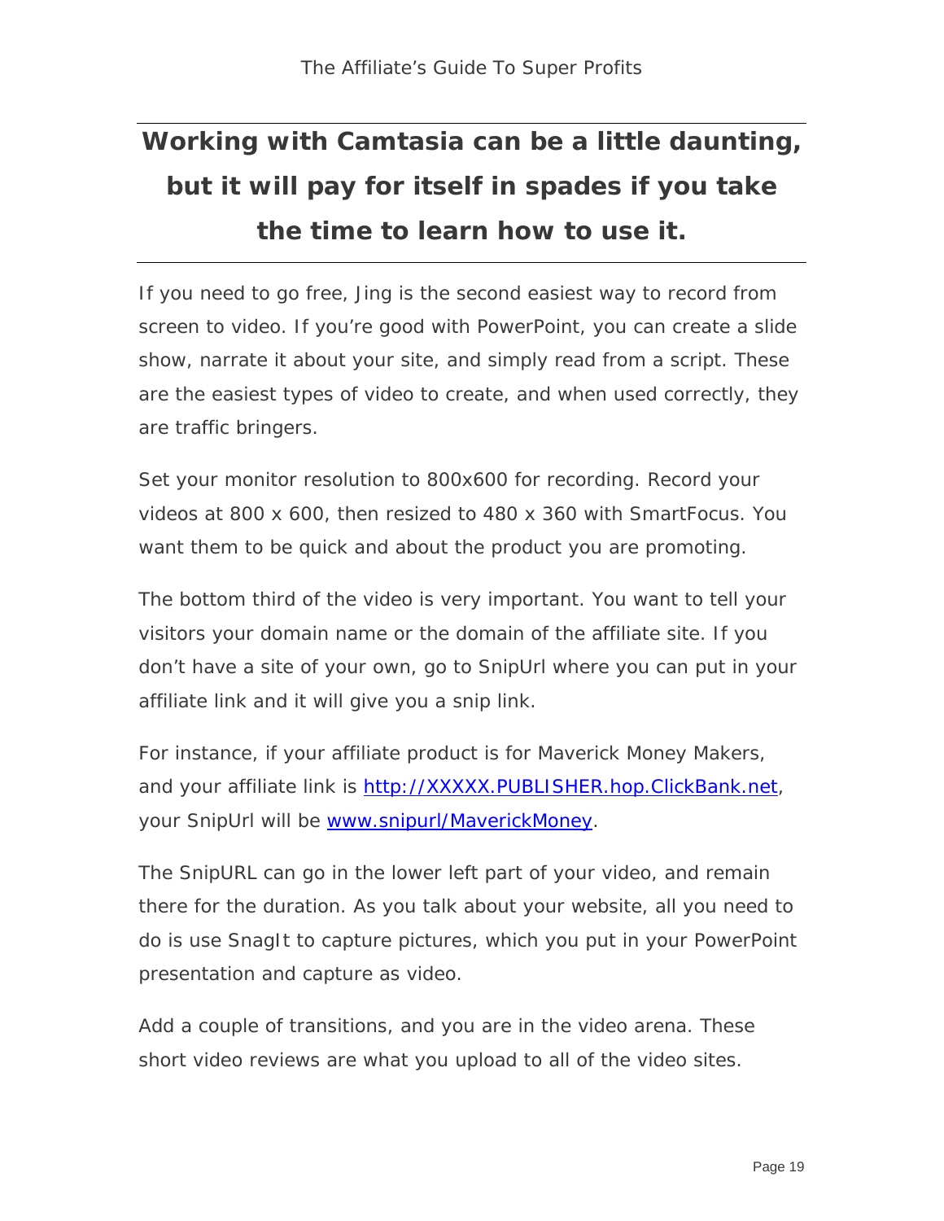**Working with Camtasia can be a little daunting, but it will pay for itself in spades if you take the time to learn how to use it.**

---

If you need to go free, Jing is the second easiest way to record from screen to video. If you're good with PowerPoint, you can create a slide show, narrate it about your site, and simply read from a script. These are the easiest types of video to create, and when used correctly, they are traffic bringers.

Set your monitor resolution to 800x600 for recording. Record your videos at 800 x 600, then resized to 480 x 360 with SmartFocus. You want them to be quick and about the product you are promoting.

The bottom third of the video is very important. You want to tell your visitors your domain name or the domain of the affiliate site. If you don't have a site of your own, go to SnipUrl where you can put in your affiliate link and it will give you a snip link.

For instance, if your affiliate product is for Maverick Money Makers, and your affiliate link is [http://XXXXX.PUBLISHER.hop.ClickBank.net](http://XXXXX.PUBLISHER.hop.ClickBank.net), your SnipUrl will be [www.snipurl/MaverickMoney](www.snipurl/MaverickMoney).

The SnipURL can go in the lower left part of your video, and remain there for the duration. As you talk about your website, all you need to do is use SnagIt to capture pictures, which you put in your PowerPoint presentation and capture as video.

Add a couple of transitions, and you are in the video arena. These short video reviews are what you upload to all of the video sites.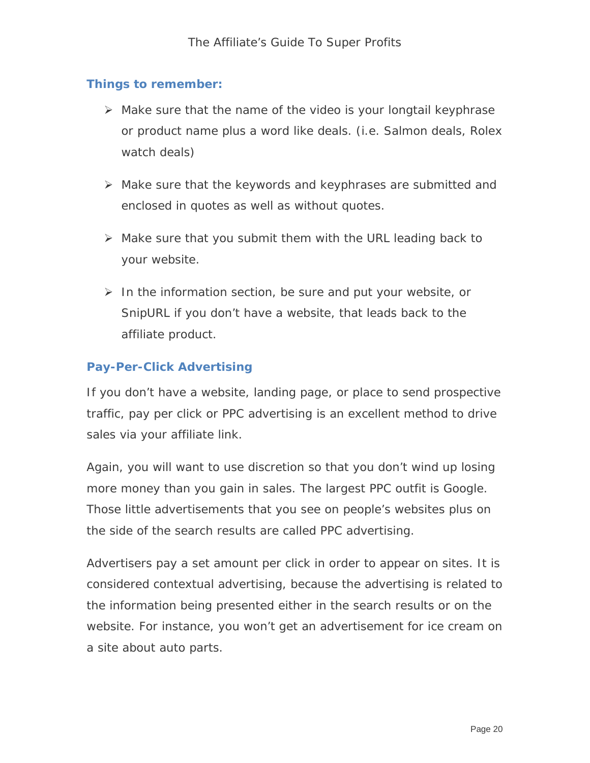### Things to remember:

- Make sure that the name of the video is your longtail keyphrase or product name plus a word like deals. (i.e. Salmon deals, Rolex watch deals)
- Make sure that the keywords and keyphrases are submitted and enclosed in quotes as well as without quotes.
- Make sure that you submit them with the URL leading back to your website.
- In the information section, be sure and put your website, or SnipURL if you don't have a website, that leads back to the affiliate product.

### Pay-Per-Click Advertising

If you don't have a website, landing page, or place to send prospective traffic, pay per click or PPC advertising is an excellent method to drive sales via your affiliate link.

Again, you will want to use discretion so that you don't wind up losing more money than you gain in sales. The largest PPC outfit is Google. Those little advertisements that you see on people's websites plus on the side of the search results are called PPC advertising.

Advertisers pay a set amount per click in order to appear on sites. It is considered contextual advertising, because the advertising is related to the information being presented either in the search results or on the website. For instance, you won't get an advertisement for ice cream on a site about auto parts.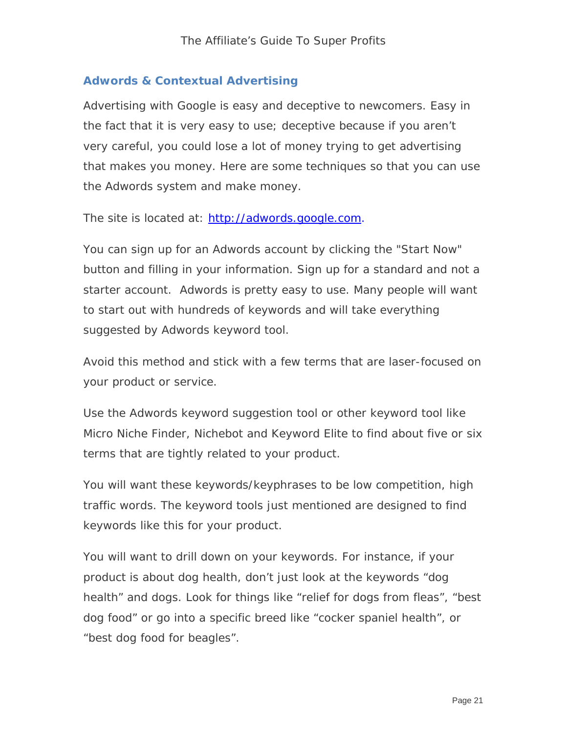## Adwords & Contextual Advertising

Advertising with Google is easy and deceptive to newcomers. Easy in the fact that it is very easy to use; deceptive because if you aren't very careful, you could lose a lot of money trying to get advertising that makes you money. Here are some techniques so that you can use the Adwords system and make money.

The site is located at: [http://adwords.google.com](http://adwords.google.com).

You can sign up for an Adwords account by clicking the "Start Now" button and filling in your information. Sign up for a standard and not a starter account.  Adwords is pretty easy to use. Many people will want to start out with hundreds of keywords and will take everything suggested by Adwords keyword tool.

Avoid this method and stick with a few terms that are laser-focused on your product or service.

Use the Adwords keyword suggestion tool or other keyword tool like Micro Niche Finder, Nichebot and Keyword Elite to find about five or six terms that are tightly related to your product.

You will want these keywords/keyphrases to be low competition, high traffic words. The keyword tools just mentioned are designed to find keywords like this for your product.

You will want to drill down on your keywords. For instance, if your product is about dog health, don't just look at the keywords "dog health" and dogs. Look for things like "relief for dogs from fleas", "best dog food" or go into a specific breed like "cocker spaniel health", or "best dog food for beagles".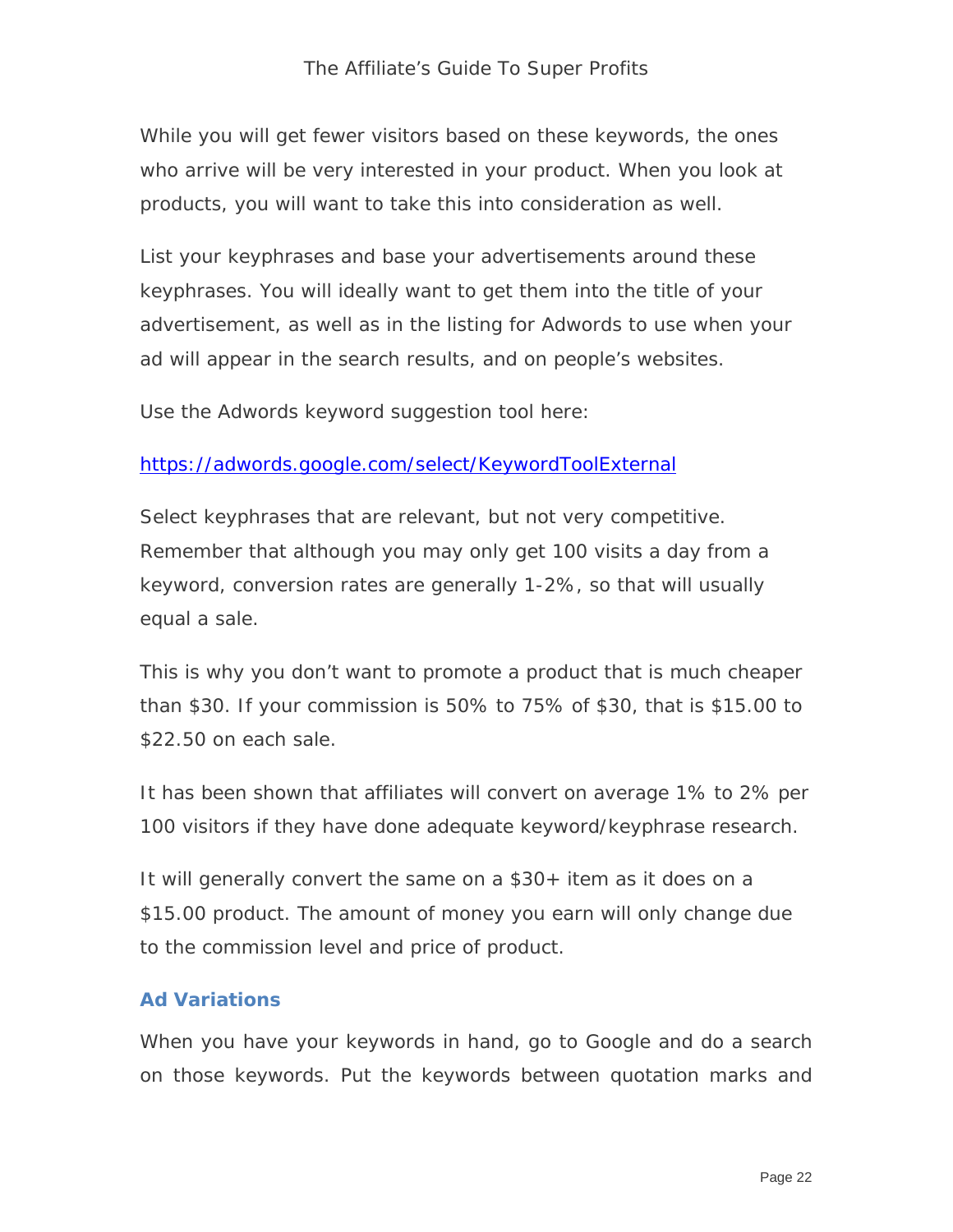While you will get fewer visitors based on these keywords, the ones who arrive will be very interested in your product. When you look at products, you will want to take this into consideration as well.

List your keyphrases and base your advertisements around these keyphrases. You will ideally want to get them into the title of your advertisement, as well as in the listing for Adwords to use when your ad will appear in the search results, and on people's websites.

Use the Adwords keyword suggestion tool here:

[https://adwords.google.com/select/KeywordToolExternal](https://adwords.google.com/select/KeywordToolExternal)

Select keyphrases that are relevant, but not very competitive. Remember that although you may only get 100 visits a day from a keyword, conversion rates are generally 1-2%, so that will usually equal a sale.

This is why you don't want to promote a product that is much cheaper than $30. If your commission is 50% to 75% of $30, that is $15.00 to $22.50 on each sale.

It has been shown that affiliates will convert on average 1% to 2% per 100 visitors if they have done adequate keyword/keyphrase research.

It will generally convert the same on a $30+ item as it does on a $15.00 product. The amount of money you earn will only change due to the commission level and price of product.

### Ad Variations

When you have your keywords in hand, go to Google and do a search on those keywords. Put the keywords between quotation marks and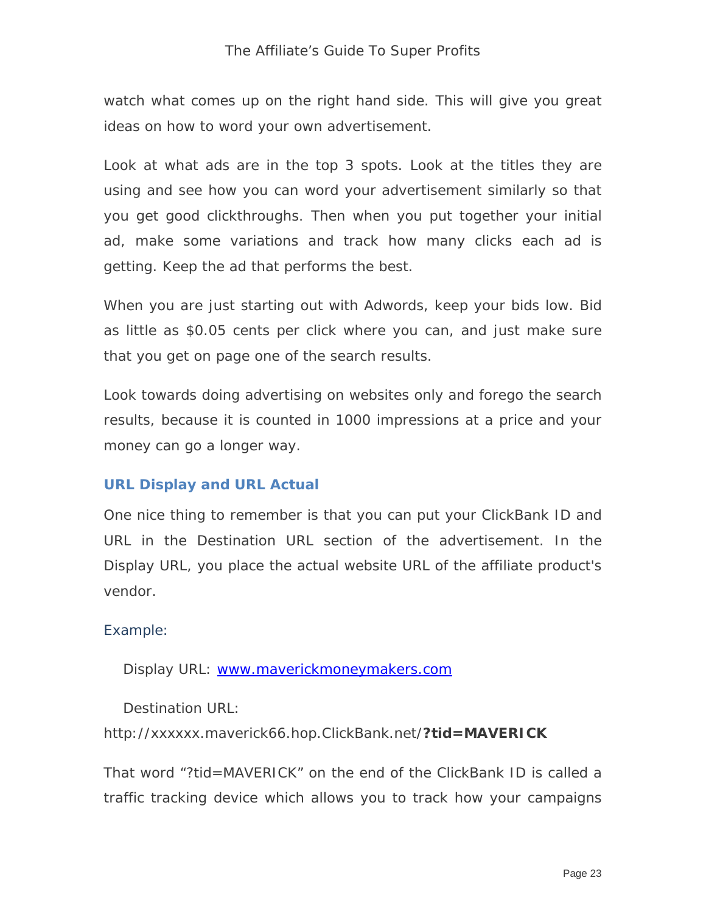watch what comes up on the right hand side. This will give you great ideas on how to word your own advertisement.

Look at what ads are in the top 3 spots. Look at the titles they are using and see how you can word your advertisement similarly so that you get good clickthroughs. Then when you put together your initial ad, make some variations and track how many clicks each ad is getting. Keep the ad that performs the best.

When you are just starting out with Adwords, keep your bids low. Bid as little as $0.05 cents per click where you can, and just make sure that you get on page one of the search results.

Look towards doing advertising on websites only and forego the search results, because it is counted in 1000 impressions at a price and your money can go a longer way.

### URL Display and URL Actual

One nice thing to remember is that you can put your ClickBank ID and URL in the Destination URL section of the advertisement. In the Display URL, you place the actual website URL of the affiliate product's vendor.

Example:

Display URL: [www.maverickmoneymakers.com](http://www.maverickmoneymakers.com)

Destination URL:
http://xxxxxx.maverick66.hop.ClickBank.net/**?tid=MAVERICK**

That word "?tid=MAVERICK" on the end of the ClickBank ID is called a traffic tracking device which allows you to track how your campaigns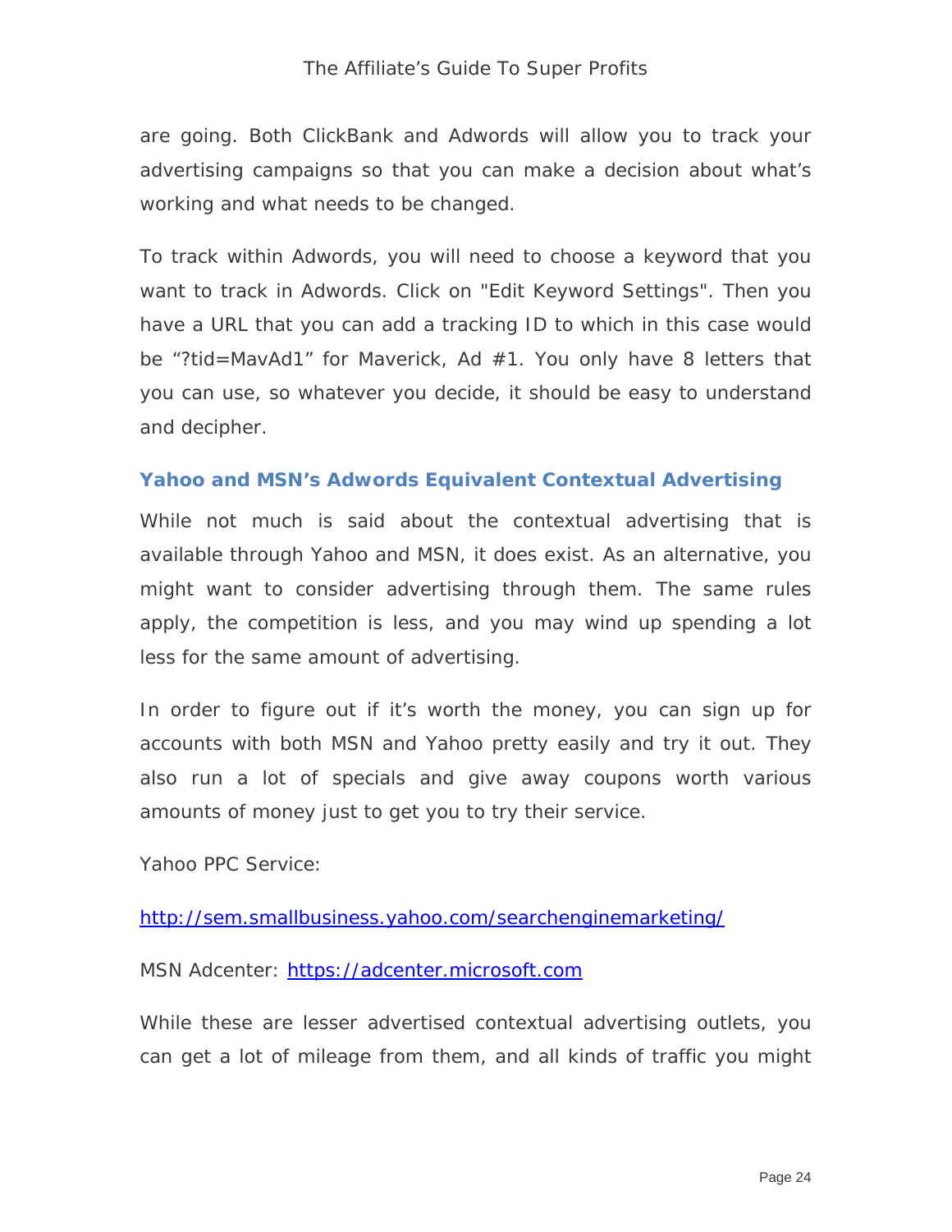are going. Both ClickBank and Adwords will allow you to track your advertising campaigns so that you can make a decision about what's working and what needs to be changed.

To track within Adwords, you will need to choose a keyword that you want to track in Adwords. Click on "Edit Keyword Settings". Then you have a URL that you can add a tracking ID to which in this case would be "?tid=MavAd1" for Maverick, Ad #1. You only have 8 letters that you can use, so whatever you decide, it should be easy to understand and decipher.

### Yahoo and MSN's Adwords Equivalent Contextual Advertising

While not much is said about the contextual advertising that is available through Yahoo and MSN, it does exist. As an alternative, you might want to consider advertising through them. The same rules apply, the competition is less, and you may wind up spending a lot less for the same amount of advertising.

In order to figure out if it's worth the money, you can sign up for accounts with both MSN and Yahoo pretty easily and try it out. They also run a lot of specials and give away coupons worth various amounts of money just to get you to try their service.

Yahoo PPC Service:

http://sem.smallbusiness.yahoo.com/searchenginemarketing/

MSN Adcenter: https://adcenter.microsoft.com

While these are lesser advertised contextual advertising outlets, you can get a lot of mileage from them, and all kinds of traffic you might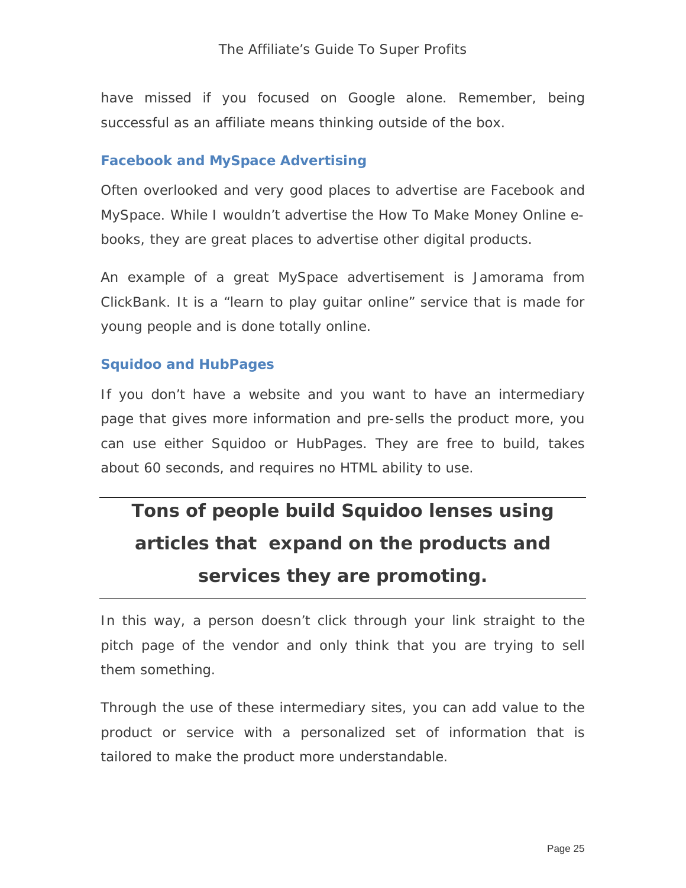have missed if you focused on Google alone. Remember, being successful as an affiliate means thinking outside of the box.

### Facebook and MySpace Advertising

Often overlooked and very good places to advertise are Facebook and MySpace. While I wouldn't advertise the How To Make Money Online e-books, they are great places to advertise other digital products.

An example of a great MySpace advertisement is Jamorama from ClickBank. It is a "learn to play guitar online" service that is made for young people and is done totally online.

### Squidoo and HubPages

If you don't have a website and you want to have an intermediary page that gives more information and pre-sells the product more, you can use either Squidoo or HubPages. They are free to build, takes about 60 seconds, and requires no HTML ability to use.

---

**Tons of people build Squidoo lenses using articles that expand on the products and services they are promoting.**

---

In this way, a person doesn't click through your link straight to the pitch page of the vendor and only think that you are trying to sell them something.

Through the use of these intermediary sites, you can add value to the product or service with a personalized set of information that is tailored to make the product more understandable.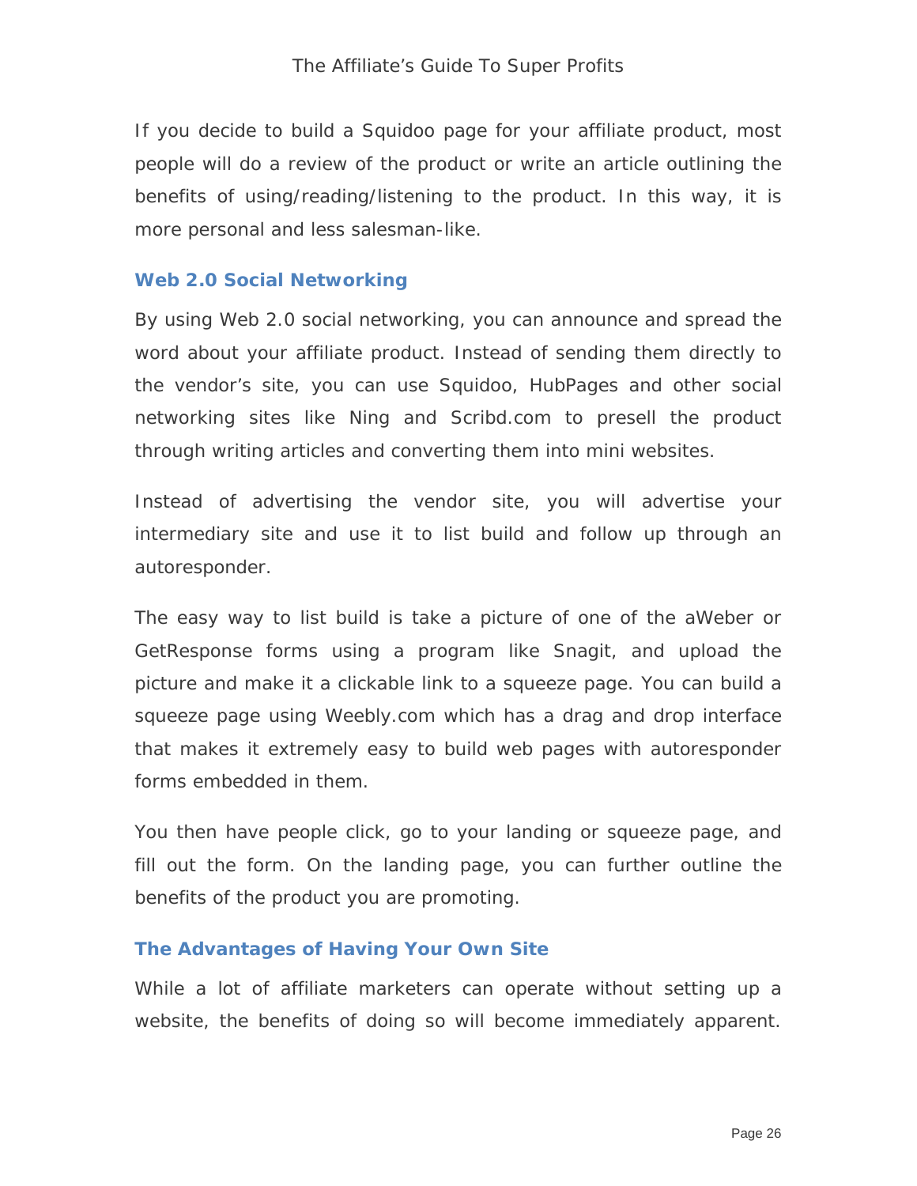If you decide to build a Squidoo page for your affiliate product, most people will do a review of the product or write an article outlining the benefits of using/reading/listening to the product. In this way, it is more personal and less salesman-like.

### Web 2.0 Social Networking

By using Web 2.0 social networking, you can announce and spread the word about your affiliate product. Instead of sending them directly to the vendor's site, you can use Squidoo, HubPages and other social networking sites like Ning and Scribd.com to presell the product through writing articles and converting them into mini websites.

Instead of advertising the vendor site, you will advertise your intermediary site and use it to list build and follow up through an autoresponder.

The easy way to list build is take a picture of one of the aWeber or GetResponse forms using a program like Snagit, and upload the picture and make it a clickable link to a squeeze page. You can build a squeeze page using Weebly.com which has a drag and drop interface that makes it extremely easy to build web pages with autoresponder forms embedded in them.

You then have people click, go to your landing or squeeze page, and fill out the form. On the landing page, you can further outline the benefits of the product you are promoting.

### The Advantages of Having Your Own Site

While a lot of affiliate marketers can operate without setting up a website, the benefits of doing so will become immediately apparent.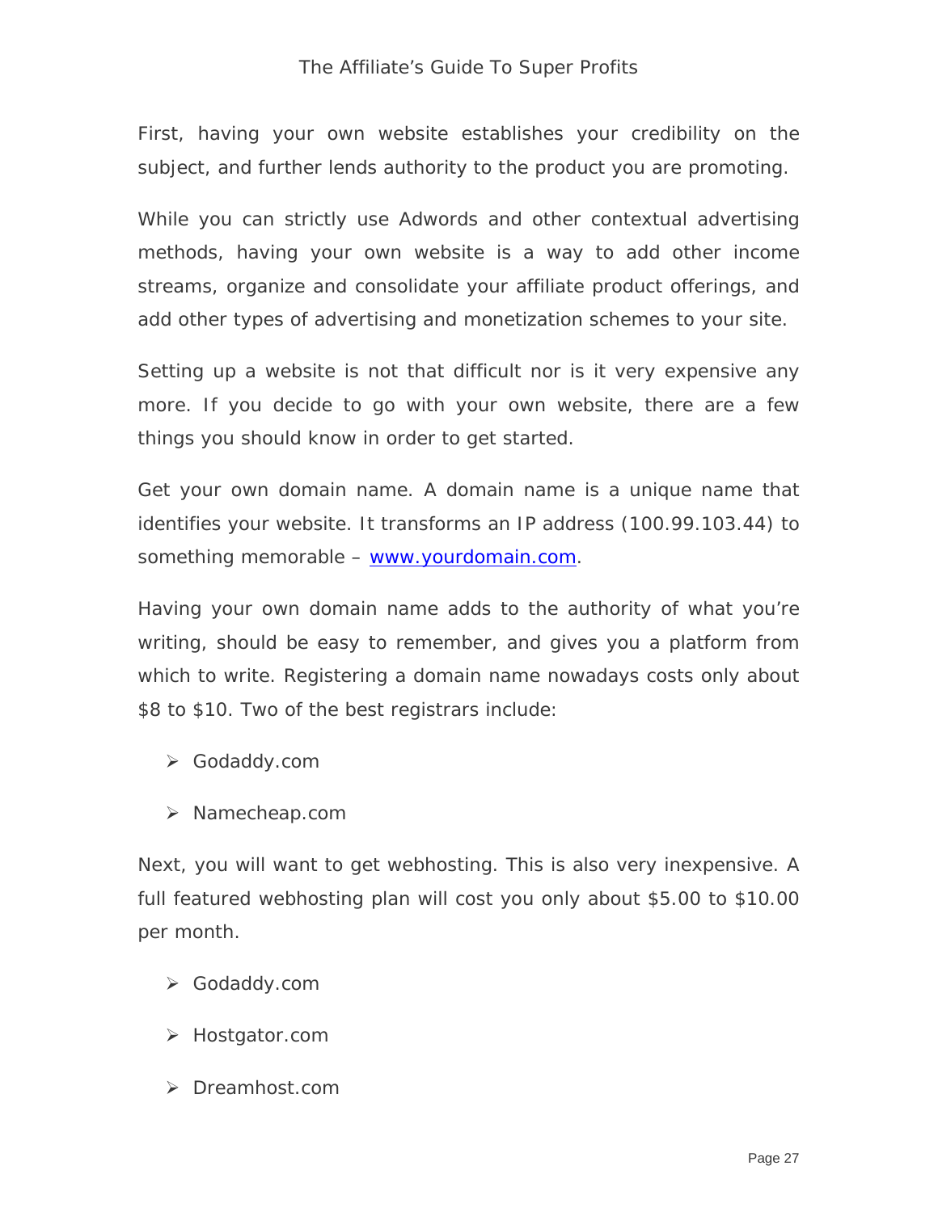First, having your own website establishes your credibility on the subject, and further lends authority to the product you are promoting.

While you can strictly use Adwords and other contextual advertising methods, having your own website is a way to add other income streams, organize and consolidate your affiliate product offerings, and add other types of advertising and monetization schemes to your site.

Setting up a website is not that difficult nor is it very expensive any more. If you decide to go with your own website, there are a few things you should know in order to get started.

Get your own domain name. A domain name is a unique name that identifies your website. It transforms an IP address (100.99.103.44) to something memorable – [www.yourdomain.com](http://www.yourdomain.com).

Having your own domain name adds to the authority of what you're writing, should be easy to remember, and gives you a platform from which to write. Registering a domain name nowadays costs only about $8 to $10. Two of the best registrars include:

- Godaddy.com
- Namecheap.com

Next, you will want to get webhosting. This is also very inexpensive. A full featured webhosting plan will cost you only about $5.00 to $10.00 per month.

- Godaddy.com
- Hostgator.com
- Dreamhost.com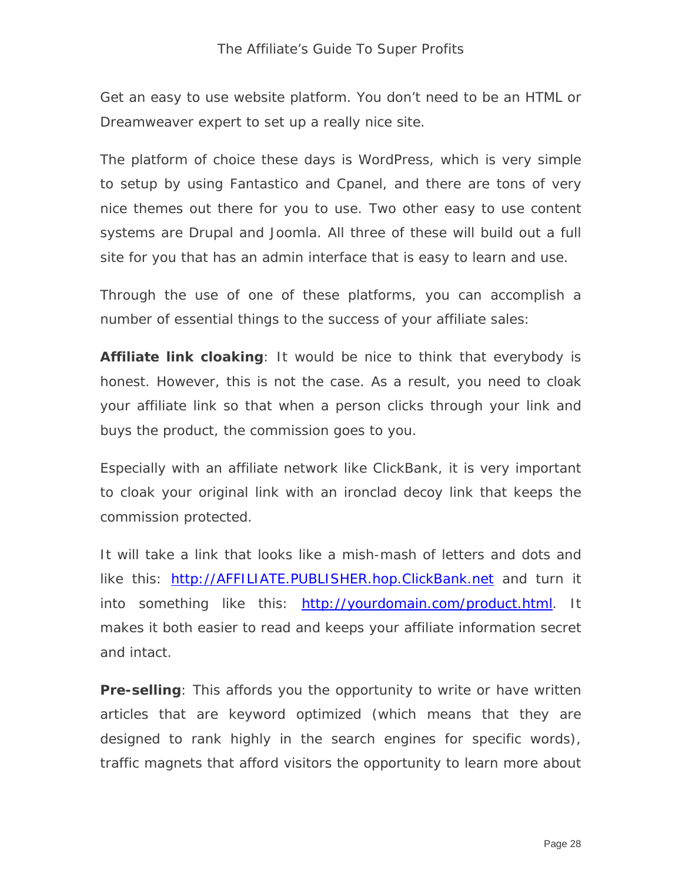Get an easy to use website platform. You don't need to be an HTML or Dreamweaver expert to set up a really nice site.

The platform of choice these days is WordPress, which is very simple to setup by using Fantastico and Cpanel, and there are tons of very nice themes out there for you to use. Two other easy to use content systems are Drupal and Joomla. All three of these will build out a full site for you that has an admin interface that is easy to learn and use.

Through the use of one of these platforms, you can accomplish a number of essential things to the success of your affiliate sales:

**Affiliate link cloaking**: It would be nice to think that everybody is honest. However, this is not the case. As a result, you need to cloak your affiliate link so that when a person clicks through your link and buys the product, the commission goes to you.

Especially with an affiliate network like ClickBank, it is very important to cloak your original link with an ironclad decoy link that keeps the commission protected.

It will take a link that looks like a mish-mash of letters and dots and like this: [http://AFFILIATE.PUBLISHER.hop.ClickBank.net](http://AFFILIATE.PUBLISHER.hop.ClickBank.net) and turn it into something like this: [http://yourdomain.com/product.html](http://yourdomain.com/product.html). It makes it both easier to read and keeps your affiliate information secret and intact.

**Pre-selling**: This affords you the opportunity to write or have written articles that are keyword optimized (which means that they are designed to rank highly in the search engines for specific words), traffic magnets that afford visitors the opportunity to learn more about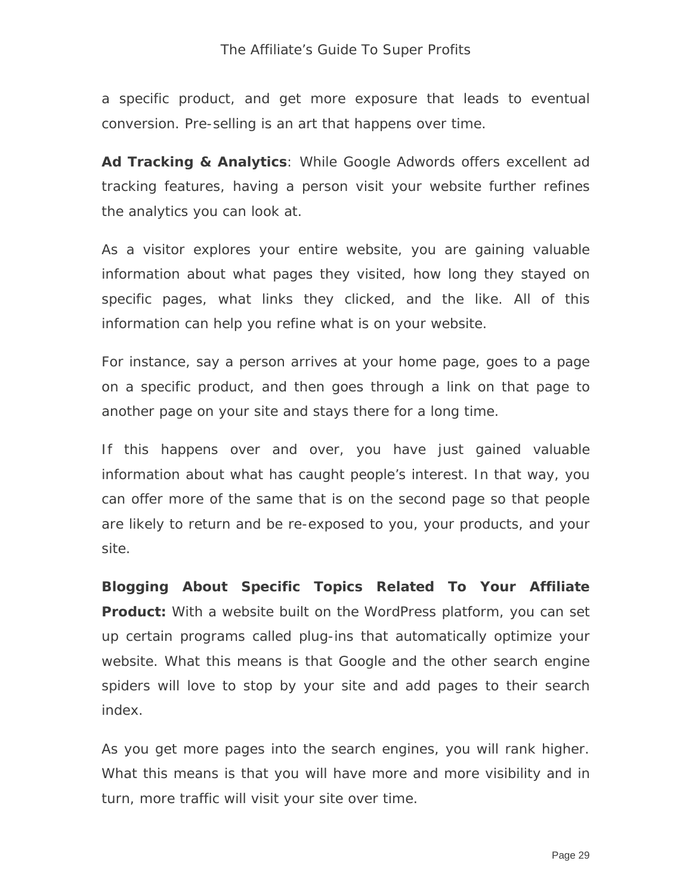a specific product, and get more exposure that leads to eventual conversion. Pre-selling is an art that happens over time.

**Ad Tracking & Analytics**: While Google Adwords offers excellent ad tracking features, having a person visit your website further refines the analytics you can look at.

As a visitor explores your entire website, you are gaining valuable information about what pages they visited, how long they stayed on specific pages, what links they clicked, and the like. All of this information can help you refine what is on your website.

For instance, say a person arrives at your home page, goes to a page on a specific product, and then goes through a link on that page to another page on your site and stays there for a long time.

If this happens over and over, you have just gained valuable information about what has caught people's interest. In that way, you can offer more of the same that is on the second page so that people are likely to return and be re-exposed to you, your products, and your site.

**Blogging About Specific Topics Related To Your Affiliate Product:** With a website built on the WordPress platform, you can set up certain programs called plug-ins that automatically optimize your website. What this means is that Google and the other search engine spiders will love to stop by your site and add pages to their search index.

As you get more pages into the search engines, you will rank higher. What this means is that you will have more and more visibility and in turn, more traffic will visit your site over time.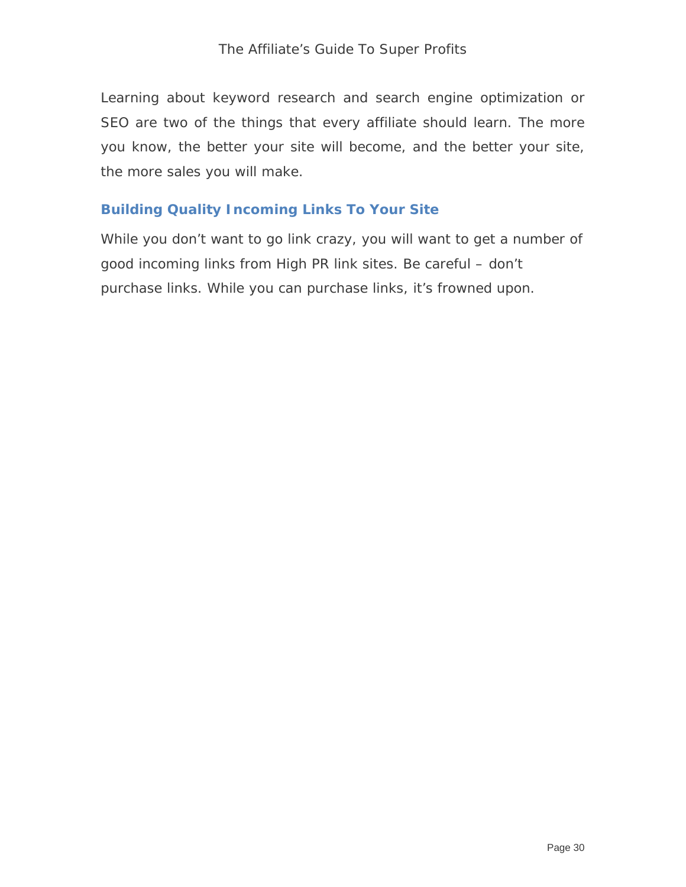Learning about keyword research and search engine optimization or SEO are two of the things that every affiliate should learn. The more you know, the better your site will become, and the better your site, the more sales you will make.

### Building Quality Incoming Links To Your Site

While you don't want to go link crazy, you will want to get a number of good incoming links from High PR link sites. Be careful – don't purchase links. While you can purchase links, it's frowned upon.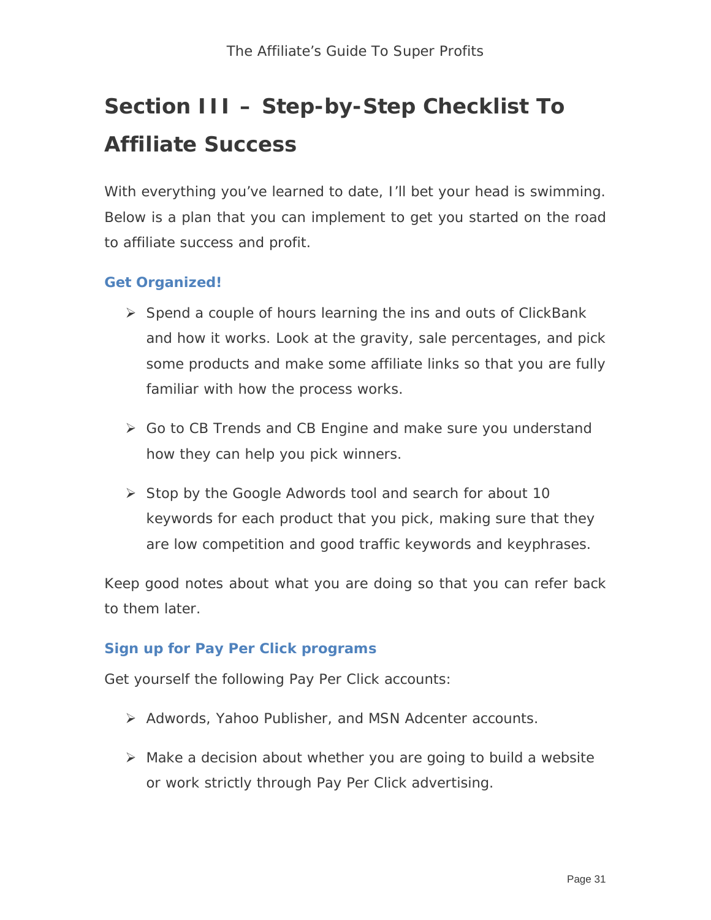# Section III – Step-by-Step Checklist To Affiliate Success

With everything you've learned to date, I'll bet your head is swimming. Below is a plan that you can implement to get you started on the road to affiliate success and profit.

### Get Organized!

- Spend a couple of hours learning the ins and outs of ClickBank and how it works. Look at the gravity, sale percentages, and pick some products and make some affiliate links so that you are fully familiar with how the process works.
- Go to CB Trends and CB Engine and make sure you understand how they can help you pick winners.
- Stop by the Google Adwords tool and search for about 10 keywords for each product that you pick, making sure that they are low competition and good traffic keywords and keyphrases.

Keep good notes about what you are doing so that you can refer back to them later.

### Sign up for Pay Per Click programs

Get yourself the following Pay Per Click accounts:

- Adwords, Yahoo Publisher, and MSN Adcenter accounts.
- Make a decision about whether you are going to build a website or work strictly through Pay Per Click advertising.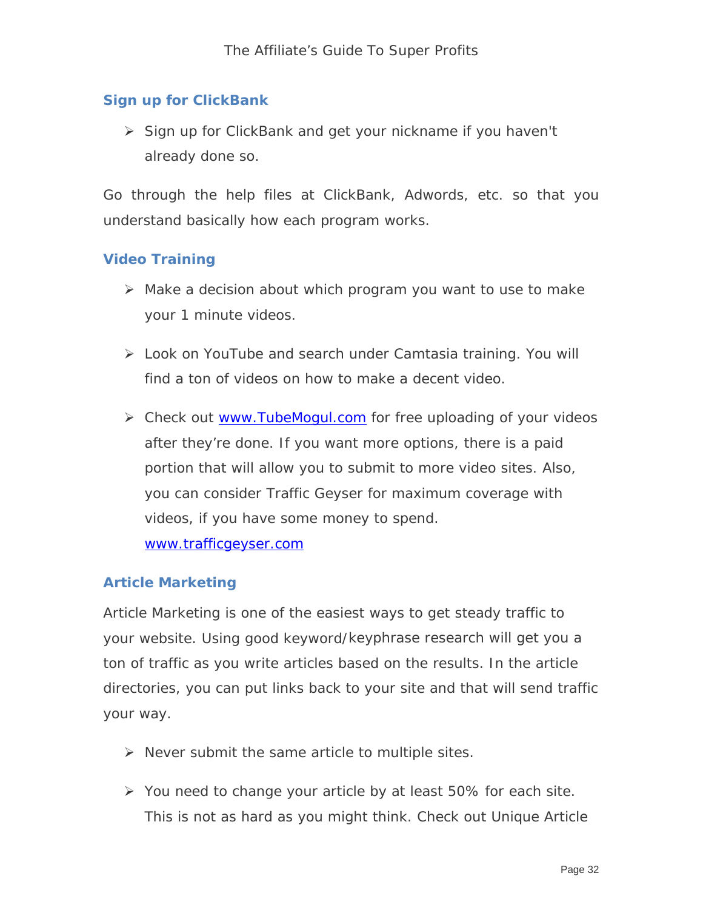### Sign up for ClickBank

- Sign up for ClickBank and get your nickname if you haven't already done so.

Go through the help files at ClickBank, Adwords, etc. so that you understand basically how each program works.

### Video Training

- Make a decision about which program you want to use to make your 1 minute videos.
- Look on YouTube and search under Camtasia training. You will find a ton of videos on how to make a decent video.
- Check out [www.TubeMogul.com](http://www.TubeMogul.com) for free uploading of your videos after they're done. If you want more options, there is a paid portion that will allow you to submit to more video sites. Also, you can consider Traffic Geyser for maximum coverage with videos, if you have some money to spend. [www.trafficgeyser.com](http://www.trafficgeyser.com)

### Article Marketing

Article Marketing is one of the easiest ways to get steady traffic to your website. Using good keyword/keyphrase research will get you a ton of traffic as you write articles based on the results. In the article directories, you can put links back to your site and that will send traffic your way.

- Never submit the same article to multiple sites.
- You need to change your article by at least 50% for each site. This is not as hard as you might think. Check out Unique Article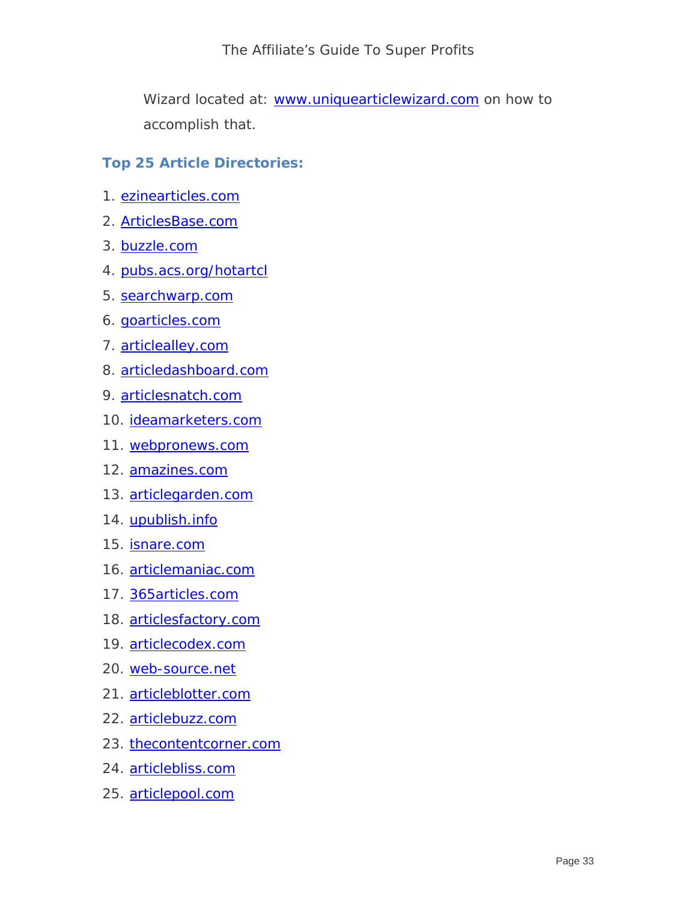Wizard located at: www.uniquearticlewizard.com on how to accomplish that.

**Top 25 Article Directories:**

1. ezinearticles.com
2. ArticlesBase.com
3. buzzle.com
4. pubs.acs.org/hotartcl
5. searchwarp.com
6. goarticles.com
7. articlealley.com
8. articledashboard.com
9. articlesnatch.com
10. ideamarketers.com
11. webpronews.com
12. amazines.com
13. articlegarden.com
14. upublish.info
15. isnare.com
16. articlemaniac.com
17. 365articles.com
18. articlesfactory.com
19. articlecodex.com
20. web-source.net
21. articleblotter.com
22. articlebuzz.com
23. thecontentcorner.com
24. articlebliss.com
25. articlepool.com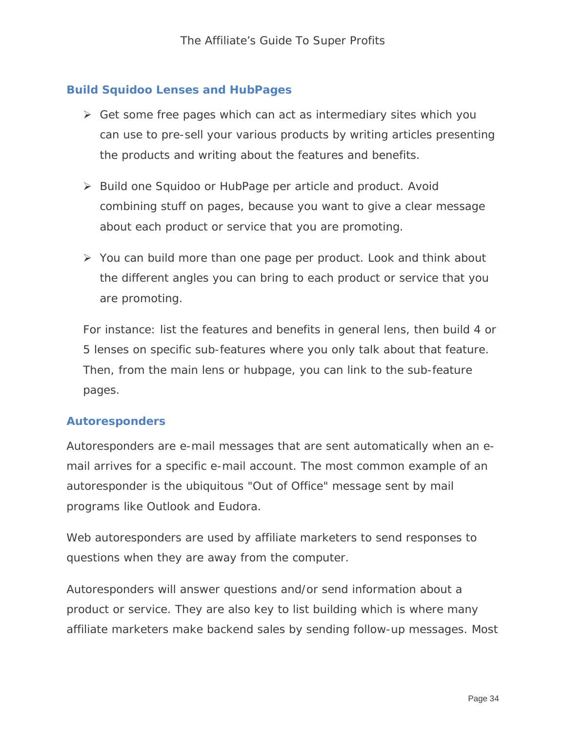## Build Squidoo Lenses and HubPages

- Get some free pages which can act as intermediary sites which you can use to pre-sell your various products by writing articles presenting the products and writing about the features and benefits.

- Build one Squidoo or HubPage per article and product. Avoid combining stuff on pages, because you want to give a clear message about each product or service that you are promoting.

- You can build more than one page per product. Look and think about the different angles you can bring to each product or service that you are promoting.

For instance: list the features and benefits in general lens, then build 4 or 5 lenses on specific sub-features where you only talk about that feature. Then, from the main lens or hubpage, you can link to the sub-feature pages.

## Autoresponders

Autoresponders are e-mail messages that are sent automatically when an e-mail arrives for a specific e-mail account. The most common example of an autoresponder is the ubiquitous "Out of Office" message sent by mail programs like Outlook and Eudora.

Web autoresponders are used by affiliate marketers to send responses to questions when they are away from the computer.

Autoresponders will answer questions and/or send information about a product or service. They are also key to list building which is where many affiliate marketers make backend sales by sending follow-up messages. Most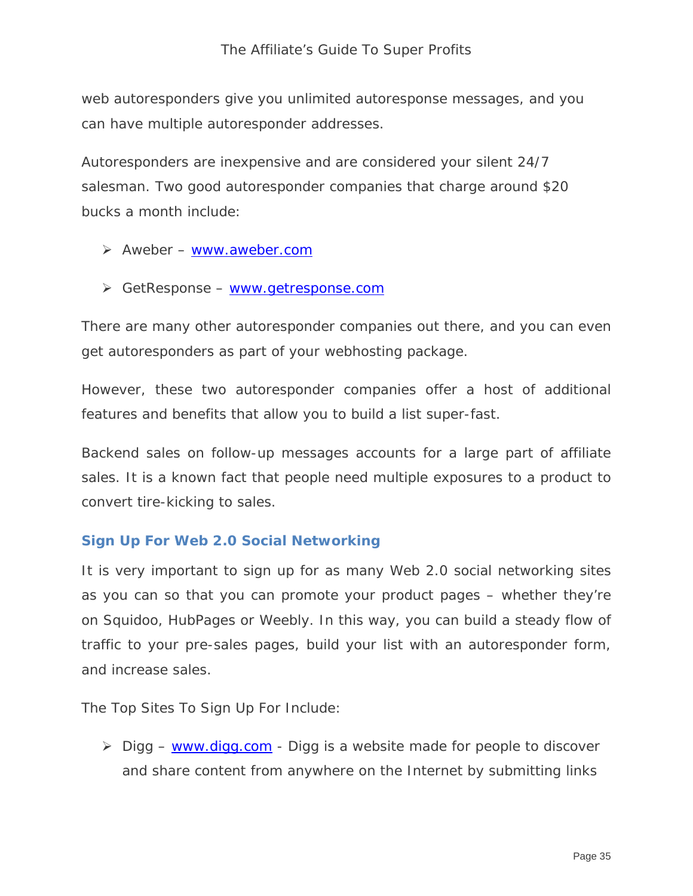web autoresponders give you unlimited autoresponse messages, and you can have multiple autoresponder addresses.

Autoresponders are inexpensive and are considered your silent 24/7 salesman. Two good autoresponder companies that charge around $20 bucks a month include:

- Aweber – www.aweber.com
- GetResponse – www.getresponse.com

There are many other autoresponder companies out there, and you can even get autoresponders as part of your webhosting package.

However, these two autoresponder companies offer a host of additional features and benefits that allow you to build a list super-fast.

Backend sales on follow-up messages accounts for a large part of affiliate sales. It is a known fact that people need multiple exposures to a product to convert tire-kicking to sales.

## Sign Up For Web 2.0 Social Networking

It is very important to sign up for as many Web 2.0 social networking sites as you can so that you can promote your product pages – whether they're on Squidoo, HubPages or Weebly. In this way, you can build a steady flow of traffic to your pre-sales pages, build your list with an autoresponder form, and increase sales.

The Top Sites To Sign Up For Include:

- Digg – www.digg.com - Digg is a website made for people to discover and share content from anywhere on the Internet by submitting links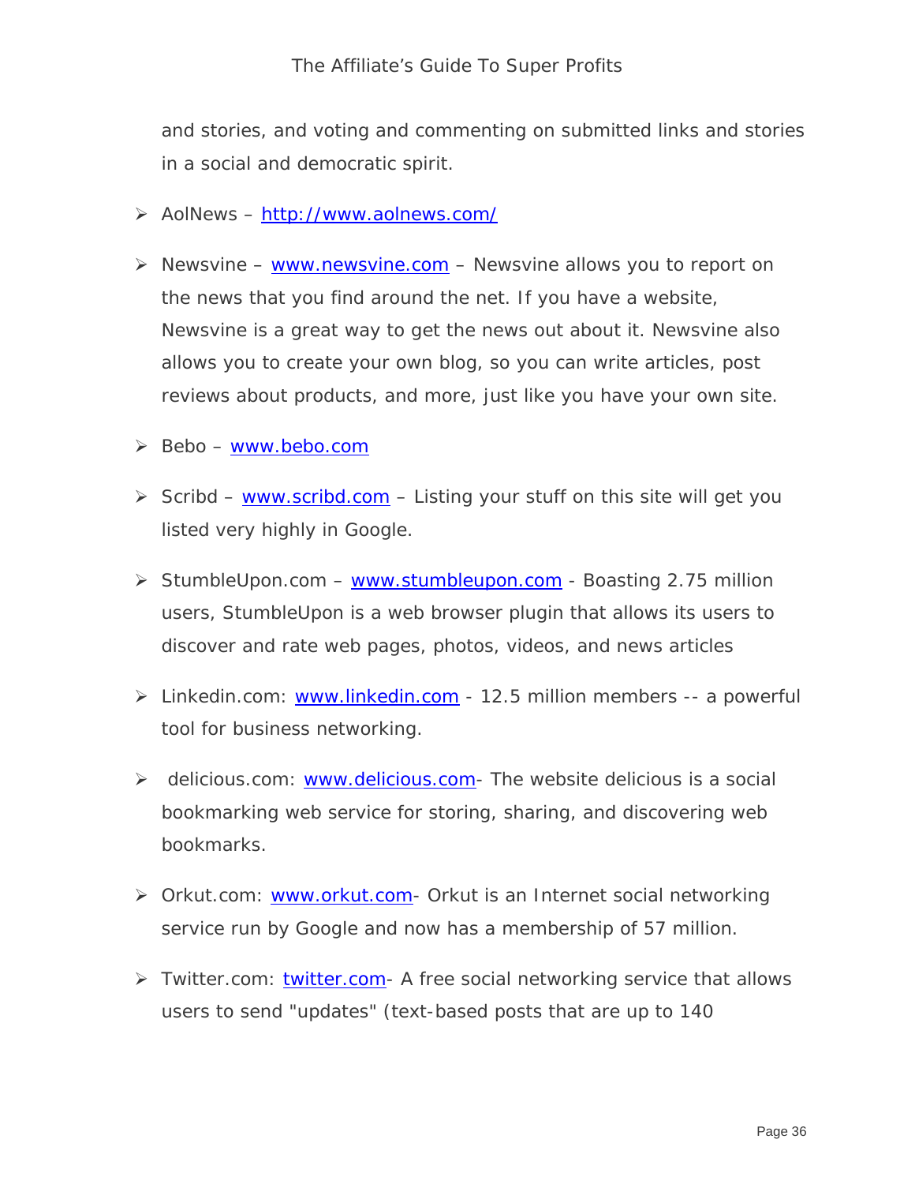and stories, and voting and commenting on submitted links and stories in a social and democratic spirit.

- AolNews – [http://www.aolnews.com/](http://www.aolnews.com/)
- Newsvine – [www.newsvine.com](http://www.newsvine.com) – Newsvine allows you to report on the news that you find around the net. If you have a website, Newsvine is a great way to get the news out about it. Newsvine also allows you to create your own blog, so you can write articles, post reviews about products, and more, just like you have your own site.
- Bebo – [www.bebo.com](http://www.bebo.com)
- Scribd – [www.scribd.com](http://www.scribd.com) – Listing your stuff on this site will get you listed very highly in Google.
- StumbleUpon.com – [www.stumbleupon.com](http://www.stumbleupon.com) - Boasting 2.75 million users, StumbleUpon is a web browser plugin that allows its users to discover and rate web pages, photos, videos, and news articles
- Linkedin.com: [www.linkedin.com](http://www.linkedin.com) - 12.5 million members -- a powerful tool for business networking.
- delicious.com: [www.delicious.com](http://www.delicious.com)- The website delicious is a social bookmarking web service for storing, sharing, and discovering web bookmarks.
- Orkut.com: [www.orkut.com](http://www.orkut.com)- Orkut is an Internet social networking service run by Google and now has a membership of 57 million.
- Twitter.com: [twitter.com](http://twitter.com)- A free social networking service that allows users to send "updates" (text-based posts that are up to 140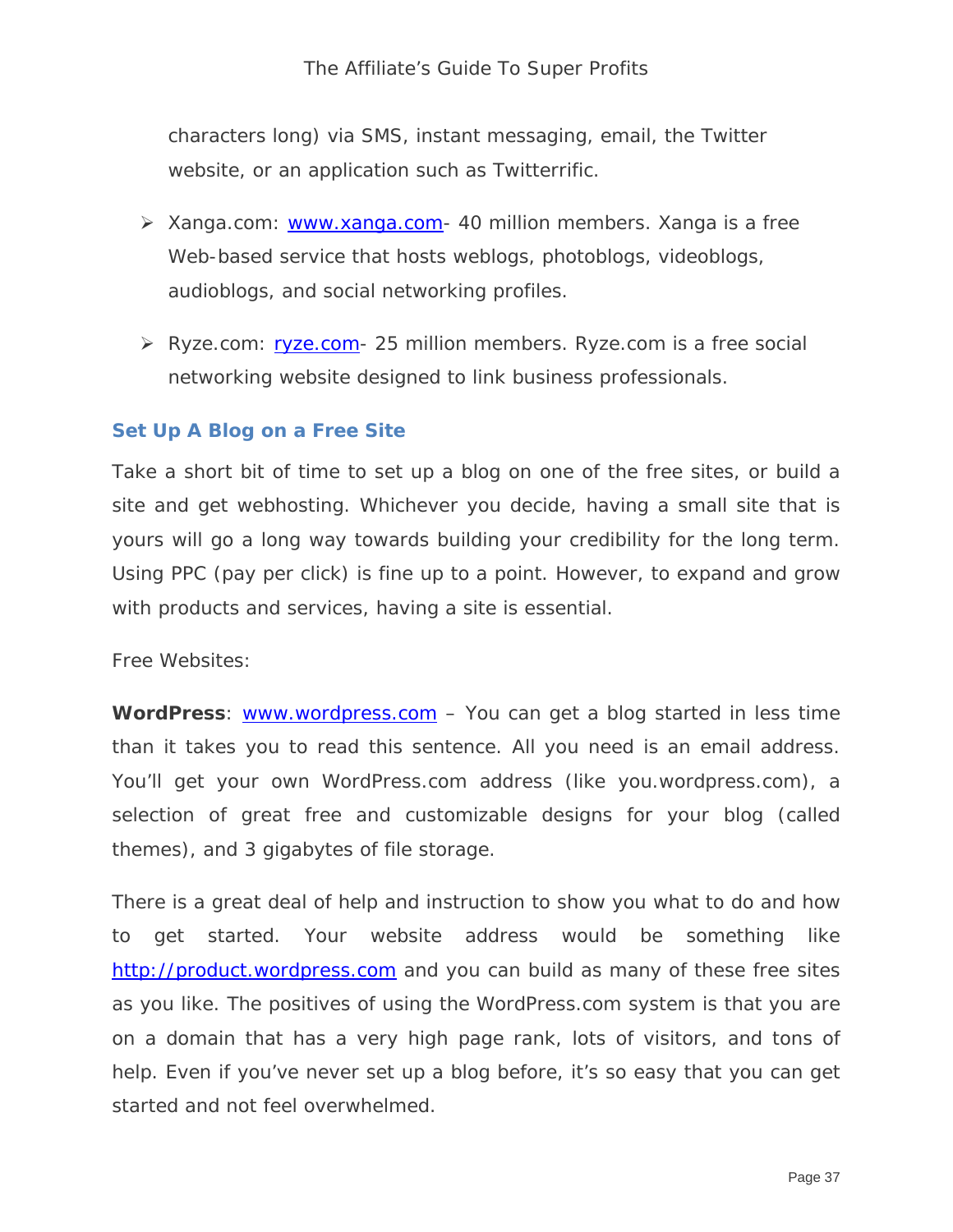characters long) via SMS, instant messaging, email, the Twitter website, or an application such as Twitterrific.

- Xanga.com: [www.xanga.com](http://www.xanga.com)- 40 million members. Xanga is a free Web-based service that hosts weblogs, photoblogs, videoblogs, audioblogs, and social networking profiles.

- Ryze.com: [ryze.com](http://ryze.com)- 25 million members. Ryze.com is a free social networking website designed to link business professionals.

### Set Up A Blog on a Free Site

Take a short bit of time to set up a blog on one of the free sites, or build a site and get webhosting. Whichever you decide, having a small site that is yours will go a long way towards building your credibility for the long term. Using PPC (pay per click) is fine up to a point. However, to expand and grow with products and services, having a site is essential.

Free Websites:

**WordPress**: [www.wordpress.com](http://www.wordpress.com) – You can get a blog started in less time than it takes you to read this sentence. All you need is an email address. You'll get your own WordPress.com address (like you.wordpress.com), a selection of great free and customizable designs for your blog (called themes), and 3 gigabytes of file storage.

There is a great deal of help and instruction to show you what to do and how to get started. Your website address would be something like [http://product.wordpress.com](http://product.wordpress.com) and you can build as many of these free sites as you like. The positives of using the WordPress.com system is that you are on a domain that has a very high page rank, lots of visitors, and tons of help. Even if you've never set up a blog before, it's so easy that you can get started and not feel overwhelmed.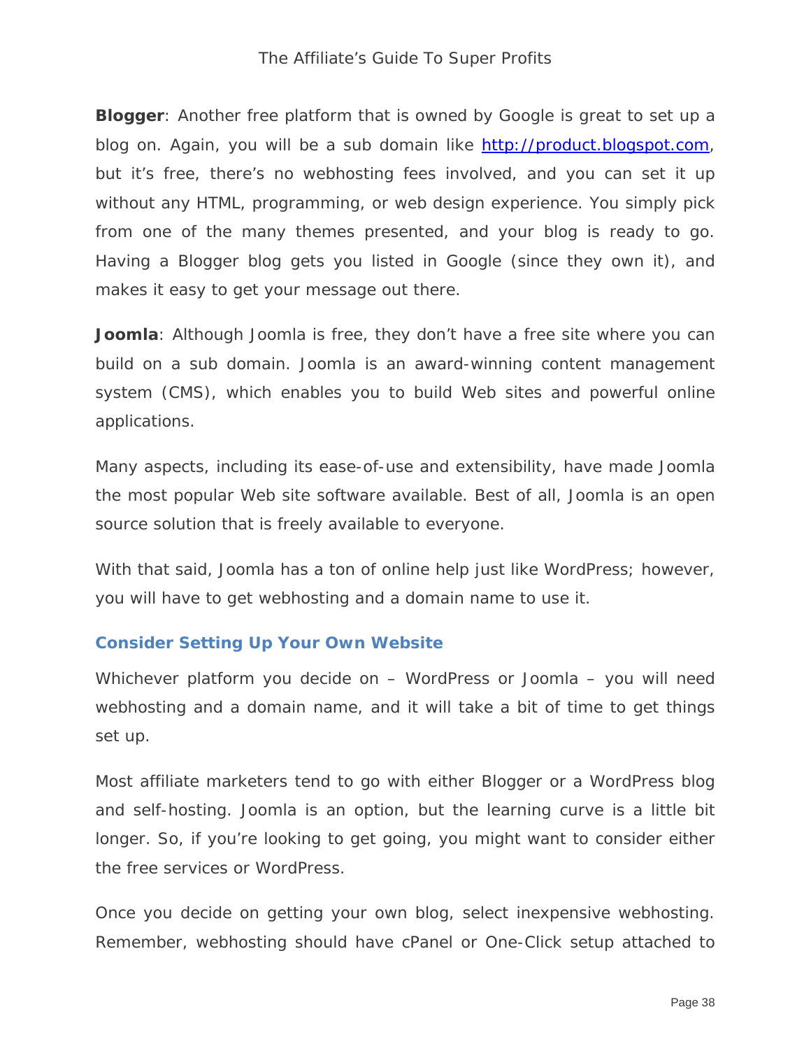**Blogger**: Another free platform that is owned by Google is great to set up a blog on. Again, you will be a sub domain like [http://product.blogspot.com](http://product.blogspot.com), but it's free, there's no webhosting fees involved, and you can set it up without any HTML, programming, or web design experience. You simply pick from one of the many themes presented, and your blog is ready to go. Having a Blogger blog gets you listed in Google (since they own it), and makes it easy to get your message out there.

**Joomla**: Although Joomla is free, they don't have a free site where you can build on a sub domain. Joomla is an award-winning content management system (CMS), which enables you to build Web sites and powerful online applications.

Many aspects, including its ease-of-use and extensibility, have made Joomla the most popular Web site software available. Best of all, Joomla is an open source solution that is freely available to everyone.

With that said, Joomla has a ton of online help just like WordPress; however, you will have to get webhosting and a domain name to use it.

### Consider Setting Up Your Own Website

Whichever platform you decide on – WordPress or Joomla – you will need webhosting and a domain name, and it will take a bit of time to get things set up.

Most affiliate marketers tend to go with either Blogger or a WordPress blog and self-hosting. Joomla is an option, but the learning curve is a little bit longer. So, if you're looking to get going, you might want to consider either the free services or WordPress.

Once you decide on getting your own blog, select inexpensive webhosting. Remember, webhosting should have cPanel or One-Click setup attached to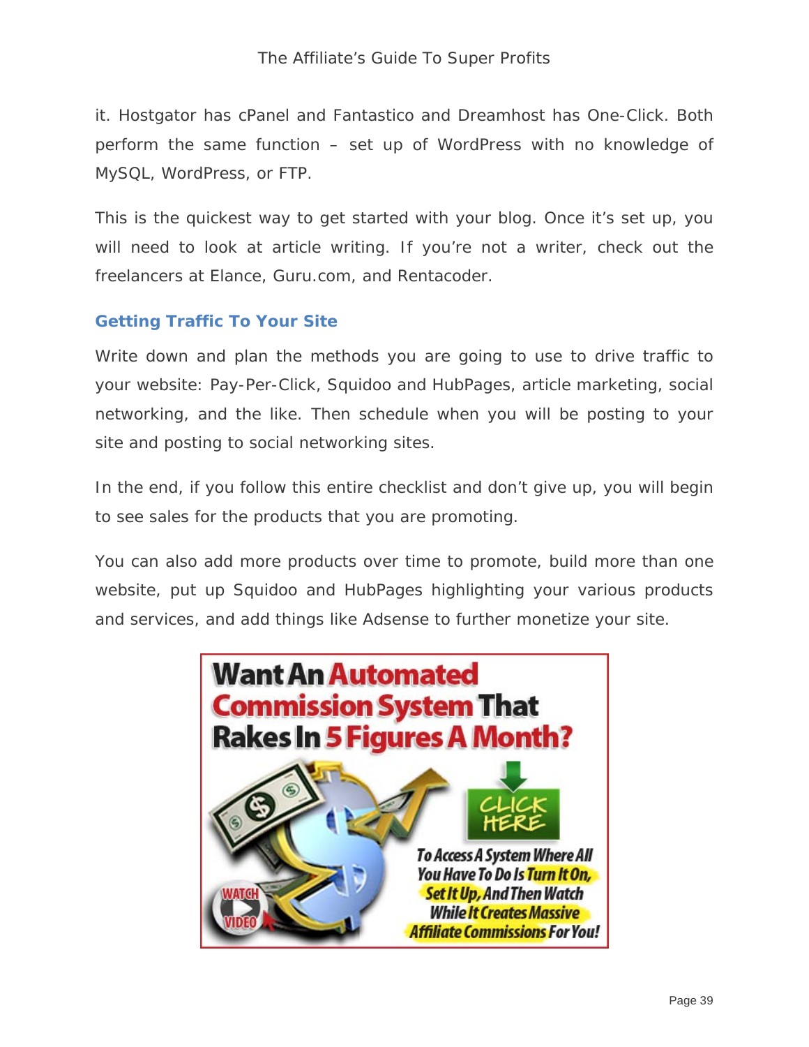it. Hostgator has cPanel and Fantastico and Dreamhost has One-Click. Both perform the same function – set up of WordPress with no knowledge of MySQL, WordPress, or FTP.

This is the quickest way to get started with your blog. Once it's set up, you will need to look at article writing. If you're not a writer, check out the freelancers at Elance, Guru.com, and Rentacoder.

### Getting Traffic To Your Site

Write down and plan the methods you are going to use to drive traffic to your website: Pay-Per-Click, Squidoo and HubPages, article marketing, social networking, and the like. Then schedule when you will be posting to your site and posting to social networking sites.

In the end, if you follow this entire checklist and don't give up, you will begin to see sales for the products that you are promoting.

You can also add more products over time to promote, build more than one website, put up Squidoo and HubPages highlighting your various products and services, and add things like Adsense to further monetize your site.